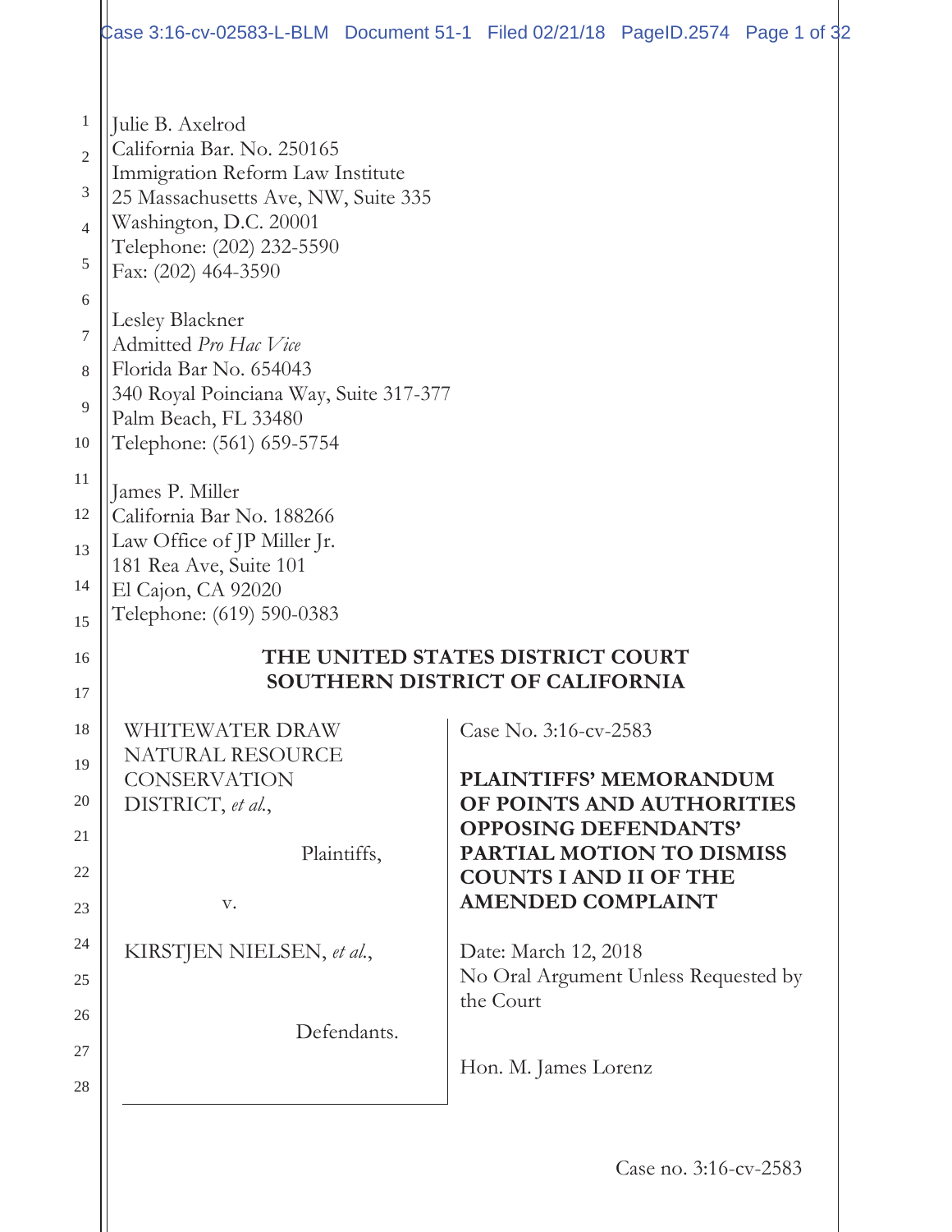Julie B. Axelrod
California Bar. No. 250165
Immigration Reform Law Institute
25 Massachusetts Ave, NW, Suite 335
Washington, D.C. 20001
Telephone: (202) 232-5590
Fax: (202) 464-3590

Lesley Blackner
Admitted *Pro Hac Vice*
Florida Bar No. 654043
340 Royal Poinciana Way, Suite 317-377
Palm Beach, FL 33480
Telephone: (561) 659-5754

James P. Miller
California Bar No. 188266
Law Office of JP Miller Jr.
181 Rea Ave, Suite 101
El Cajon, CA 92020
Telephone: (619) 590-0383

**THE UNITED STATES DISTRICT COURT**
**SOUTHERN DISTRICT OF CALIFORNIA**

WHITEWATER DRAW NATURAL RESOURCE CONSERVATION DISTRICT, *et al.*,

Plaintiffs,

v.

KIRSTJEN NIELSEN, *et al.*,

Defendants.

Case No. 3:16-cv-2583

**PLAINTIFFS' MEMORANDUM OF POINTS AND AUTHORITIES OPPOSING DEFENDANTS' PARTIAL MOTION TO DISMISS COUNTS I AND II OF THE AMENDED COMPLAINT**

Date: March 12, 2018
No Oral Argument Unless Requested by the Court

Hon. M. James Lorenz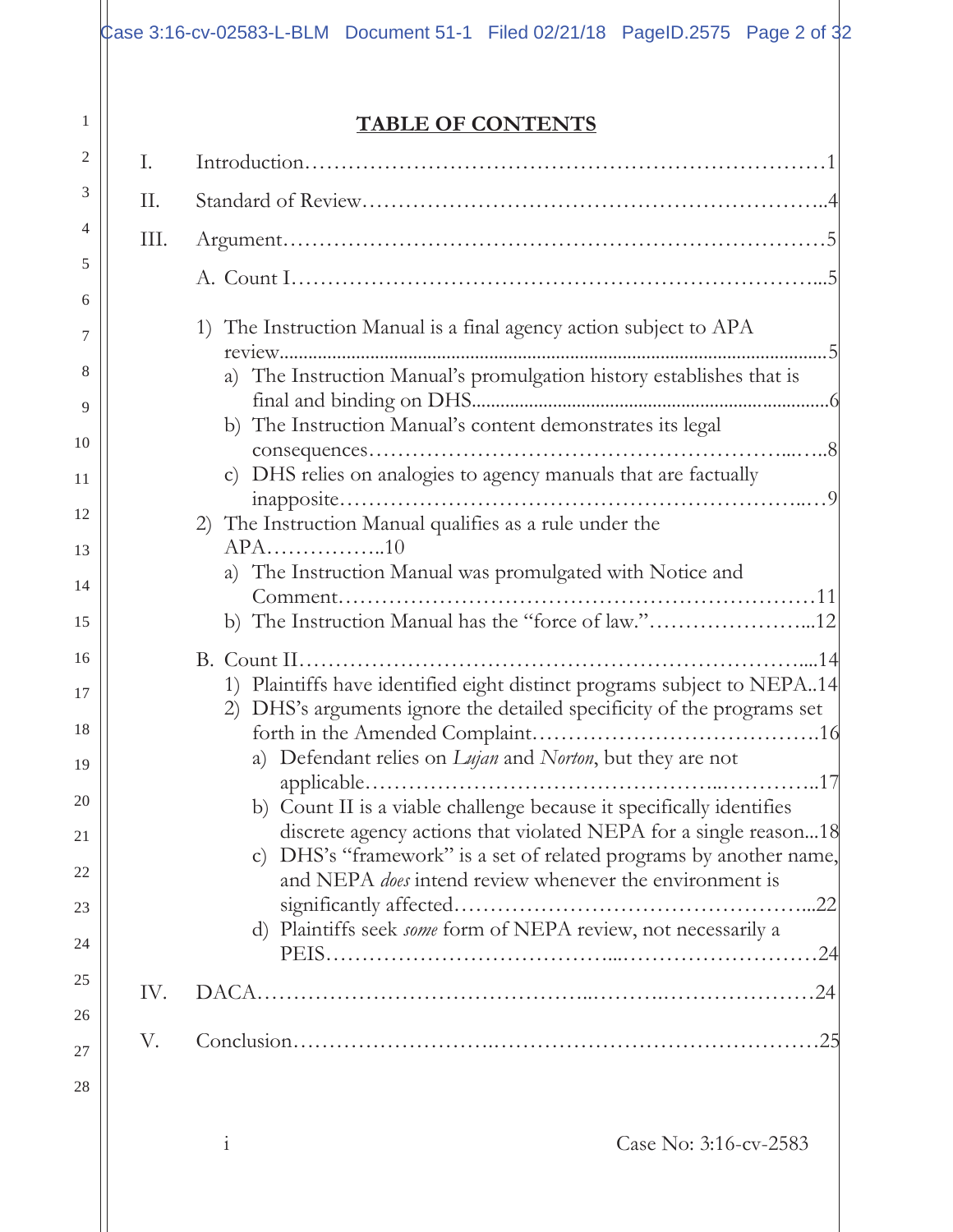# TABLE OF CONTENTS

I. Introduction……………………………………………………………1

II. Standard of Review……………………………………………………..4

III. Argument…………………………………………………………………5

A. Count I…………………………………………………………………...5

1) The Instruction Manual is a final agency action subject to APA review.........................................................................................................5

a) The Instruction Manual's promulgation history establishes that is final and binding on DHS...........................................................................6

b) The Instruction Manual's content demonstrates its legal consequences………………………………………………….....…..8

c) DHS relies on analogies to agency manuals that are factually inapposite…………………………………………………………...…9

2) The Instruction Manual qualifies as a rule under the APA……………..10

a) The Instruction Manual was promulgated with Notice and Comment……………………………………………………………11

b) The Instruction Manual has the "force of law."…………………...12

B. Count II……………………………………………………………….....14

1) Plaintiffs have identified eight distinct programs subject to NEPA..14

2) DHS's arguments ignore the detailed specificity of the programs set forth in the Amended Complaint…………………………………….16

a) Defendant relies on *Lujan* and *Norton*, but they are not applicable………………………………………...…………..17

b) Count II is a viable challenge because it specifically identifies discrete agency actions that violated NEPA for a single reason...18

c) DHS's "framework" is a set of related programs by another name, and NEPA *does* intend review whenever the environment is significantly affected…………………………………………...22

d) Plaintiffs seek *some* form of NEPA review, not necessarily a PEIS……………………………….....………………………24

IV. DACA………………………………….....……….………………….24

V. Conclusion……………………….………………………………………25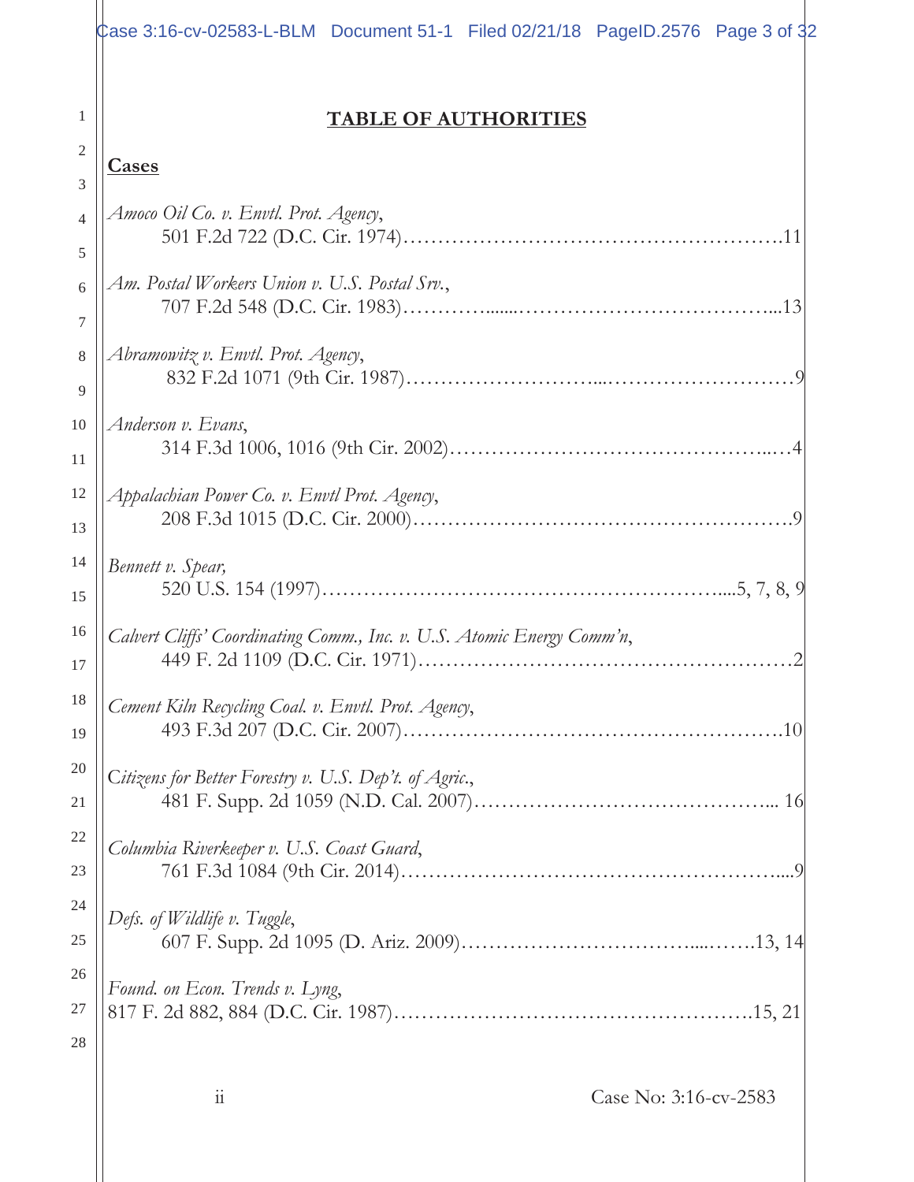# TABLE OF AUTHORITIES

## Cases

*Amoco Oil Co. v. Envtl. Prot. Agency*,
501 F.2d 722 (D.C. Cir. 1974)……………………………………………….11

*Am. Postal Workers Union v. U.S. Postal Srv.*,
707 F.2d 548 (D.C. Cir. 1983)………......…………………………………...13

*Abramowitz v. Envtl. Prot. Agency*,
832 F.2d 1071 (9th Cir. 1987)……………………....………………………9

*Anderson v. Evans*,
314 F.3d 1006, 1016 (9th Cir. 2002)………………………………………...…4

*Appalachian Power Co. v. Envtl Prot. Agency*,
208 F.3d 1015 (D.C. Cir. 2000)…………………………………………………9

*Bennett v. Spear,*
520 U.S. 154 (1997)…………………………………………………....5, 7, 8, 9

*Calvert Cliffs' Coordinating Comm., Inc. v. U.S. Atomic Energy Comm'n*,
449 F. 2d 1109 (D.C. Cir. 1971)………………………………………………2

*Cement Kiln Recycling Coal. v. Envtl. Prot. Agency*,
493 F.3d 207 (D.C. Cir. 2007)……………………………………………….10

*Citizens for Better Forestry v. U.S. Dep't. of Agric.*,
481 F. Supp. 2d 1059 (N.D. Cal. 2007)……………………………………... 16

*Columbia Riverkeeper v. U.S. Coast Guard*,
761 F.3d 1084 (9th Cir. 2014)…………………………………………………....9

*Defs. of Wildlife v. Tuggle*,
607 F. Supp. 2d 1095 (D. Ariz. 2009)………………………………....…….13, 14

*Found. on Econ. Trends v. Lyng*,
817 F. 2d 882, 884 (D.C. Cir. 1987)…………………………………………….15, 21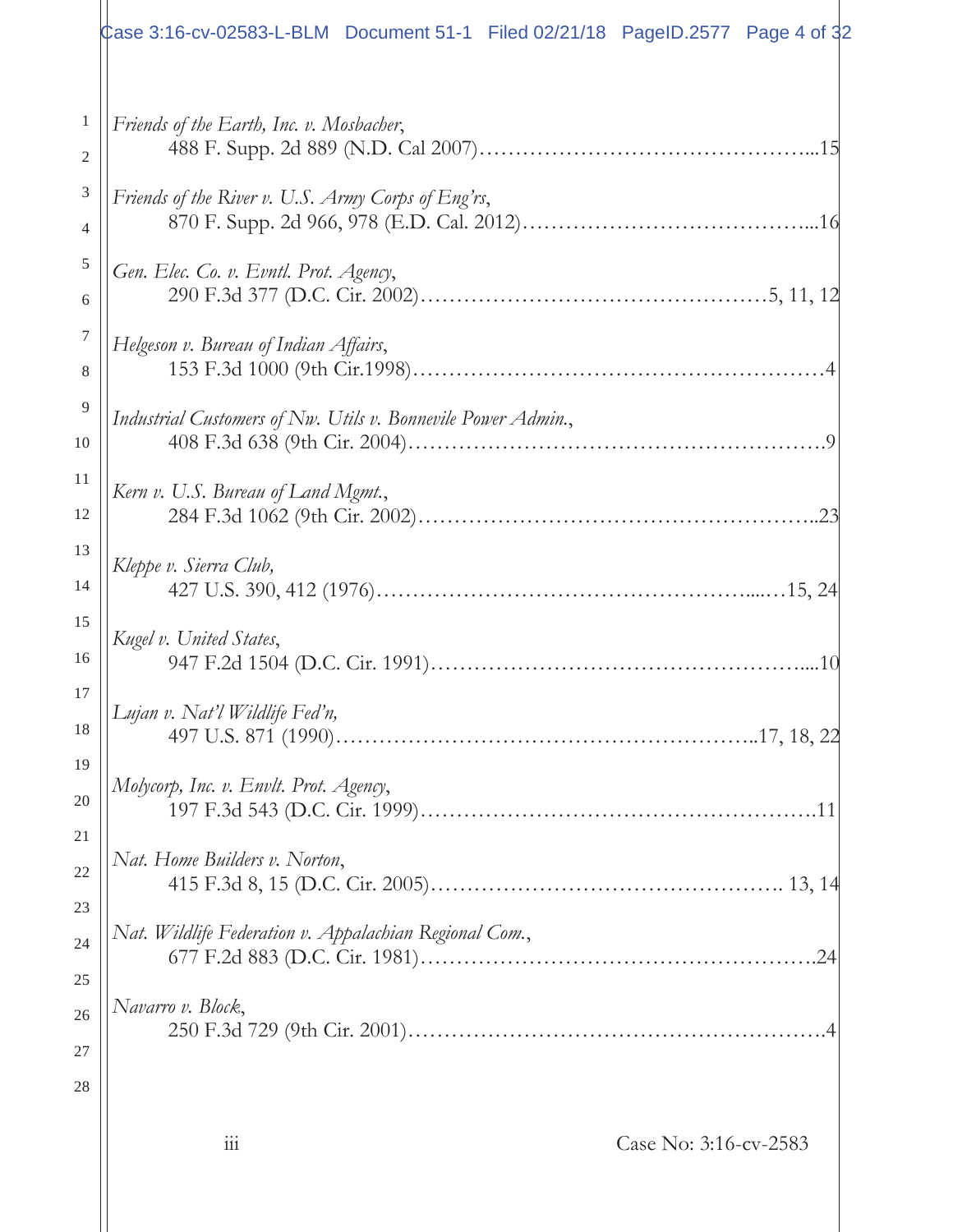*Friends of the Earth, Inc. v. Mosbacher*,
488 F. Supp. 2d 889 (N.D. Cal 2007)……………………………………….....15

*Friends of the River v. U.S. Army Corps of Eng'rs*,
870 F. Supp. 2d 966, 978 (E.D. Cal. 2012)…………………………………....16

*Gen. Elec. Co. v. Envtl. Prot. Agency*,
290 F.3d 377 (D.C. Cir. 2002)…………………………………………5, 11, 12

*Helgeson v. Bureau of Indian Affairs*,
153 F.3d 1000 (9th Cir.1998)…………………………………………………4

*Industrial Customers of Nw. Utils v. Bonnevile Power Admin.*,
408 F.3d 638 (9th Cir. 2004)…………………………………………………9

*Kern v. U.S. Bureau of Land Mgmt.*,
284 F.3d 1062 (9th Cir. 2002)………………………………………………..23

*Kleppe v. Sierra Club,*
427 U.S. 390, 412 (1976)………………………………………….....…15, 24

*Kugel v. United States*,
947 F.2d 1504 (D.C. Cir. 1991)…………………………………………....10

*Lujan v. Nat'l Wildlife Fed'n,*
497 U.S. 871 (1990)…………………………………………………..17, 18, 22

*Molycorp, Inc. v. Envlt. Prot. Agency*,
197 F.3d 543 (D.C. Cir. 1999)……………………………………………….11

*Nat. Home Builders v. Norton*,
415 F.3d 8, 15 (D.C. Cir. 2005)…………………………………………. 13, 14

*Nat. Wildlife Federation v. Appalachian Regional Com.*,
677 F.2d 883 (D.C. Cir. 1981)……………………………………………….24

*Navarro v. Block*,
250 F.3d 729 (9th Cir. 2001)…………………………………………………4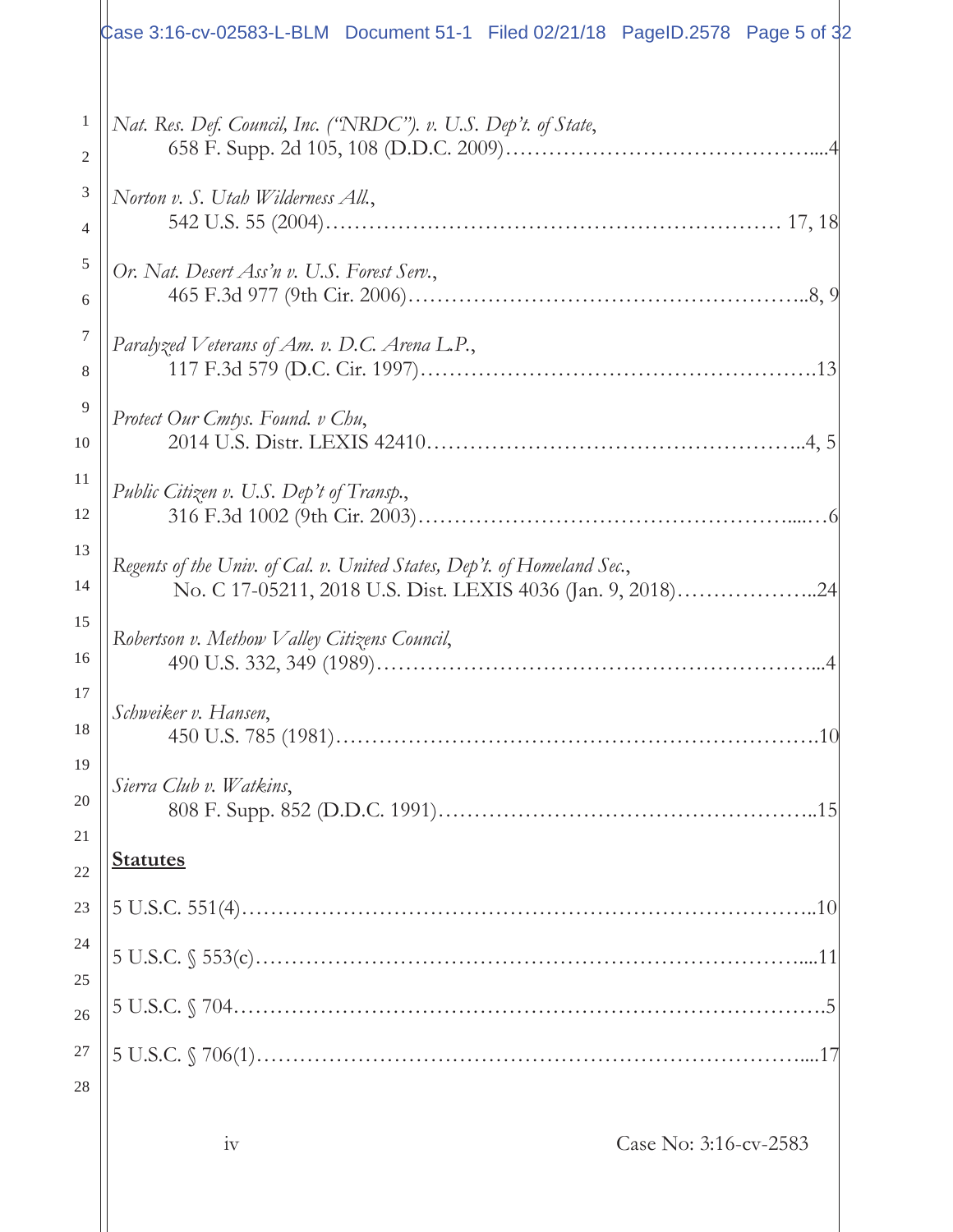*Nat. Res. Def. Council, Inc. ("NRDC"). v. U.S. Dep't. of State*,
658 F. Supp. 2d 105, 108 (D.D.C. 2009)…………………………………….....4

*Norton v. S. Utah Wilderness All.*,
542 U.S. 55 (2004)……………………………………………………… 17, 18

*Or. Nat. Desert Ass'n v. U.S. Forest Serv.*,
465 F.3d 977 (9th Cir. 2006)………………………………………………..8, 9

*Paralyzed Veterans of Am. v. D.C. Arena L.P.*,
117 F.3d 579 (D.C. Cir. 1997)……………………………………………….13

*Protect Our Cmtys. Found. v Chu*,
2014 U.S. Distr. LEXIS 42410……………………………………………..4, 5

*Public Citizen v. U.S. Dep't of Transp.*,
316 F.3d 1002 (9th Cir. 2003)………………………………………….....…6

*Regents of the Univ. of Cal. v. United States, Dep't. of Homeland Sec.*,
No. C 17-05211, 2018 U.S. Dist. LEXIS 4036 (Jan. 9, 2018)………………..24

*Robertson v. Methow Valley Citizens Council*,
490 U.S. 332, 349 (1989)…………………………………………………...4

*Schweiker v. Hansen*,
450 U.S. 785 (1981)………………………………………………………….10

*Sierra Club v. Watkins*,
808 F. Supp. 852 (D.D.C. 1991)……………………………………………..15

**Statutes**

5 U.S.C. 551(4)………………………………………………………………..10

5 U.S.C. § 553(c)…………………………………………………………….....11

5 U.S.C. § 704…………………………………………………………………….5

5 U.S.C. § 706(1)……………………………………………………………......17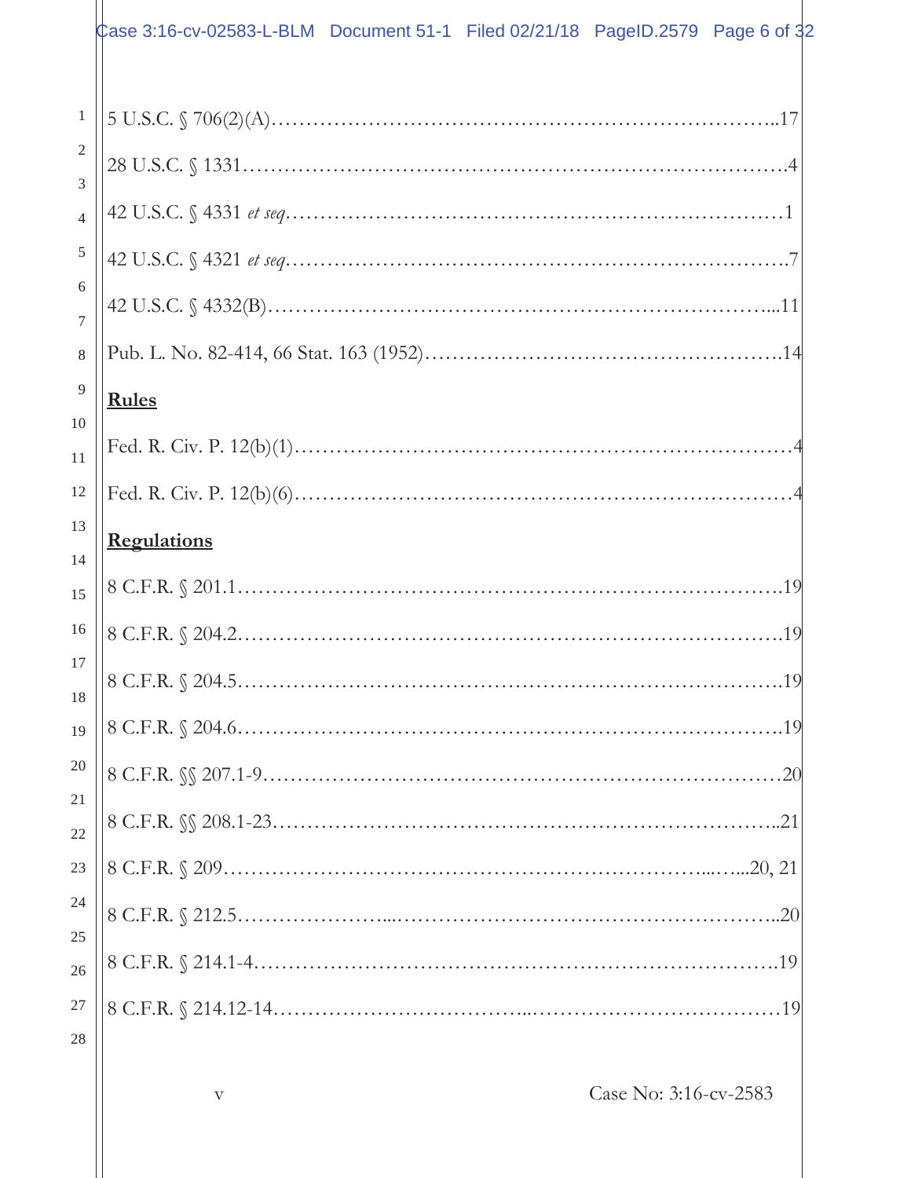5 U.S.C. § 706(2)(A)……………………………………………………………..17

28 U.S.C. § 1331…………………………………………………………………4

42 U.S.C. § 4331 *et seq*………………………………………………………………1

42 U.S.C. § 4321 *et seq*………………………………………………………………7

42 U.S.C. § 4332(B)…………………………………………………………...11

Pub. L. No. 82-414, 66 Stat. 163 (1952)……………………………………………14

**Rules**

Fed. R. Civ. P. 12(b)(1)………………………………………………………………4

Fed. R. Civ. P. 12(b)(6)………………………………………………………………4

**Regulations**

8 C.F.R. § 201.1……………………………………………………………………19

8 C.F.R. § 204.2……………………………………………………………………19

8 C.F.R. § 204.5……………………………………………………………………19

8 C.F.R. § 204.6……………………………………………………………………19

8 C.F.R. §§ 207.1-9…………………………………………………………………20

8 C.F.R. §§ 208.1-23………………………………………………………………..21

8 C.F.R. § 209……………………………………………………………....…...20, 21

8 C.F.R. § 212.5…………………...………………………………………………..20

8 C.F.R. § 214.1-4…………………………………………………………………19

8 C.F.R. § 214.12-14……………………………...………………………………19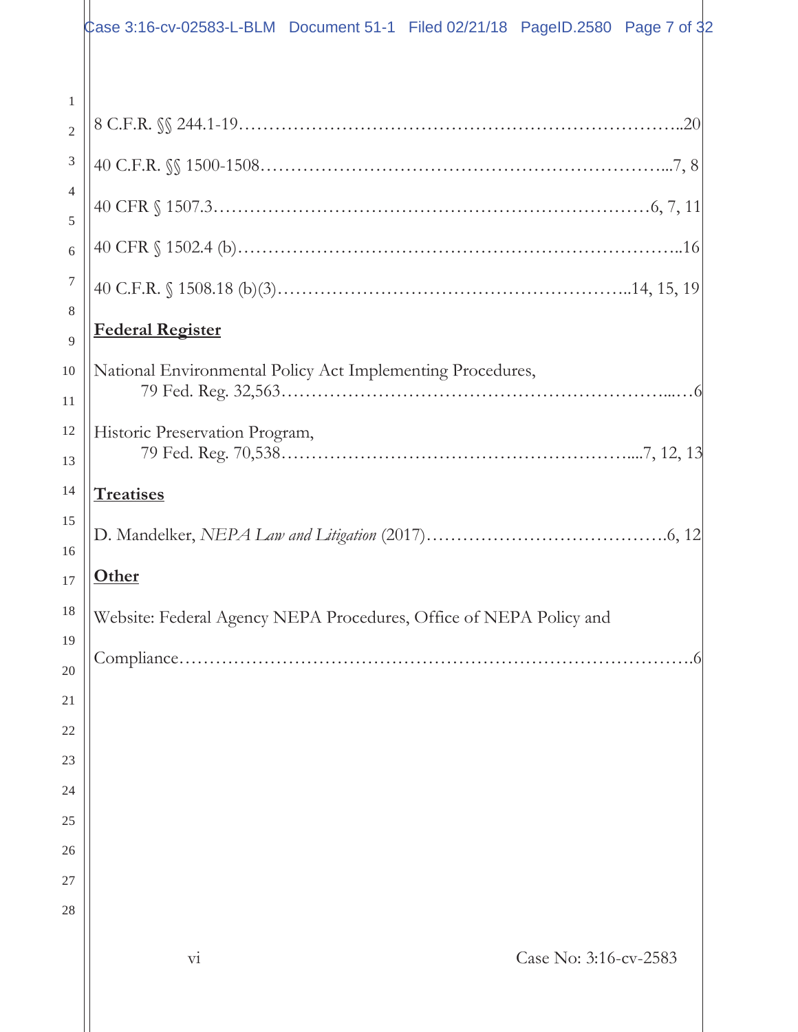8 C.F.R. §§ 244.1-19……………………………………………………………..20

40 C.F.R. §§ 1500-1508…………………………………………………………...7, 8

40 CFR § 1507.3……………………………………………………………6, 7, 11

40 CFR § 1502.4 (b)…………………………………………………………..16

40 C.F.R. § 1508.18 (b)(3)……………………………………………..14, 15, 19

**Federal Register**

National Environmental Policy Act Implementing Procedures,
 79 Fed. Reg. 32,563……………………………………………………...…6

Historic Preservation Program,
 79 Fed. Reg. 70,538………………………………………………....7, 12, 13

**Treatises**

D. Mandelker, *NEPA Law and Litigation* (2017)………………………………….6, 12

**Other**

Website: Federal Agency NEPA Procedures, Office of NEPA Policy and

Compliance……………………………………………………………………….6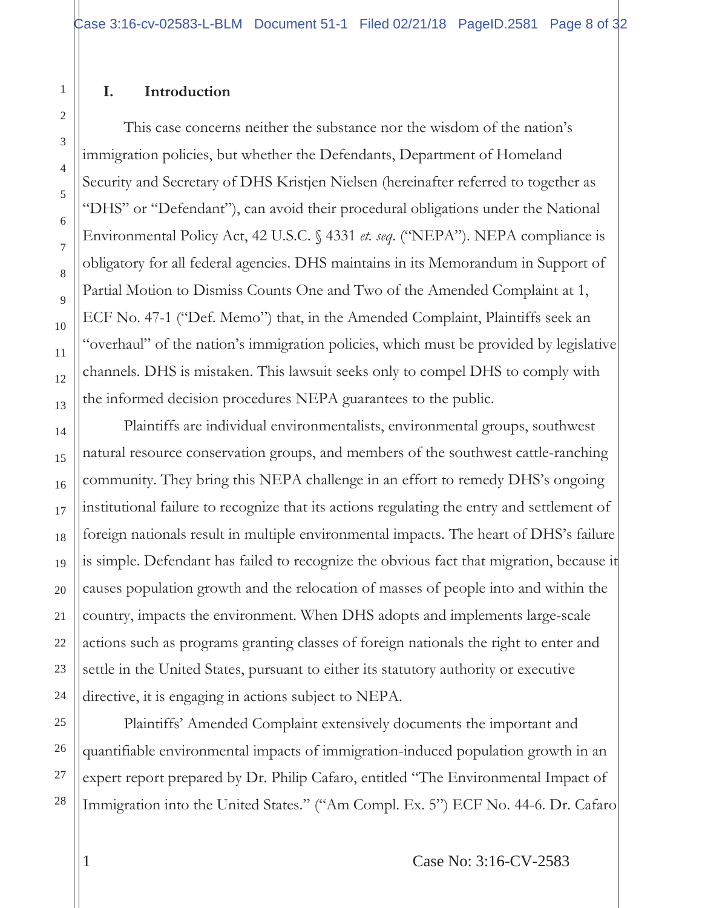## I. Introduction

This case concerns neither the substance nor the wisdom of the nation's immigration policies, but whether the Defendants, Department of Homeland Security and Secretary of DHS Kristjen Nielsen (hereinafter referred to together as "DHS" or "Defendant"), can avoid their procedural obligations under the National Environmental Policy Act, 42 U.S.C. § 4331 *et. seq.* ("NEPA"). NEPA compliance is obligatory for all federal agencies. DHS maintains in its Memorandum in Support of Partial Motion to Dismiss Counts One and Two of the Amended Complaint at 1, ECF No. 47-1 ("Def. Memo") that, in the Amended Complaint, Plaintiffs seek an "overhaul" of the nation's immigration policies, which must be provided by legislative channels. DHS is mistaken. This lawsuit seeks only to compel DHS to comply with the informed decision procedures NEPA guarantees to the public.

Plaintiffs are individual environmentalists, environmental groups, southwest natural resource conservation groups, and members of the southwest cattle-ranching community. They bring this NEPA challenge in an effort to remedy DHS's ongoing institutional failure to recognize that its actions regulating the entry and settlement of foreign nationals result in multiple environmental impacts. The heart of DHS's failure is simple. Defendant has failed to recognize the obvious fact that migration, because it causes population growth and the relocation of masses of people into and within the country, impacts the environment. When DHS adopts and implements large-scale actions such as programs granting classes of foreign nationals the right to enter and settle in the United States, pursuant to either its statutory authority or executive directive, it is engaging in actions subject to NEPA.

Plaintiffs' Amended Complaint extensively documents the important and quantifiable environmental impacts of immigration-induced population growth in an expert report prepared by Dr. Philip Cafaro, entitled "The Environmental Impact of Immigration into the United States." ("Am Compl. Ex. 5") ECF No. 44-6. Dr. Cafaro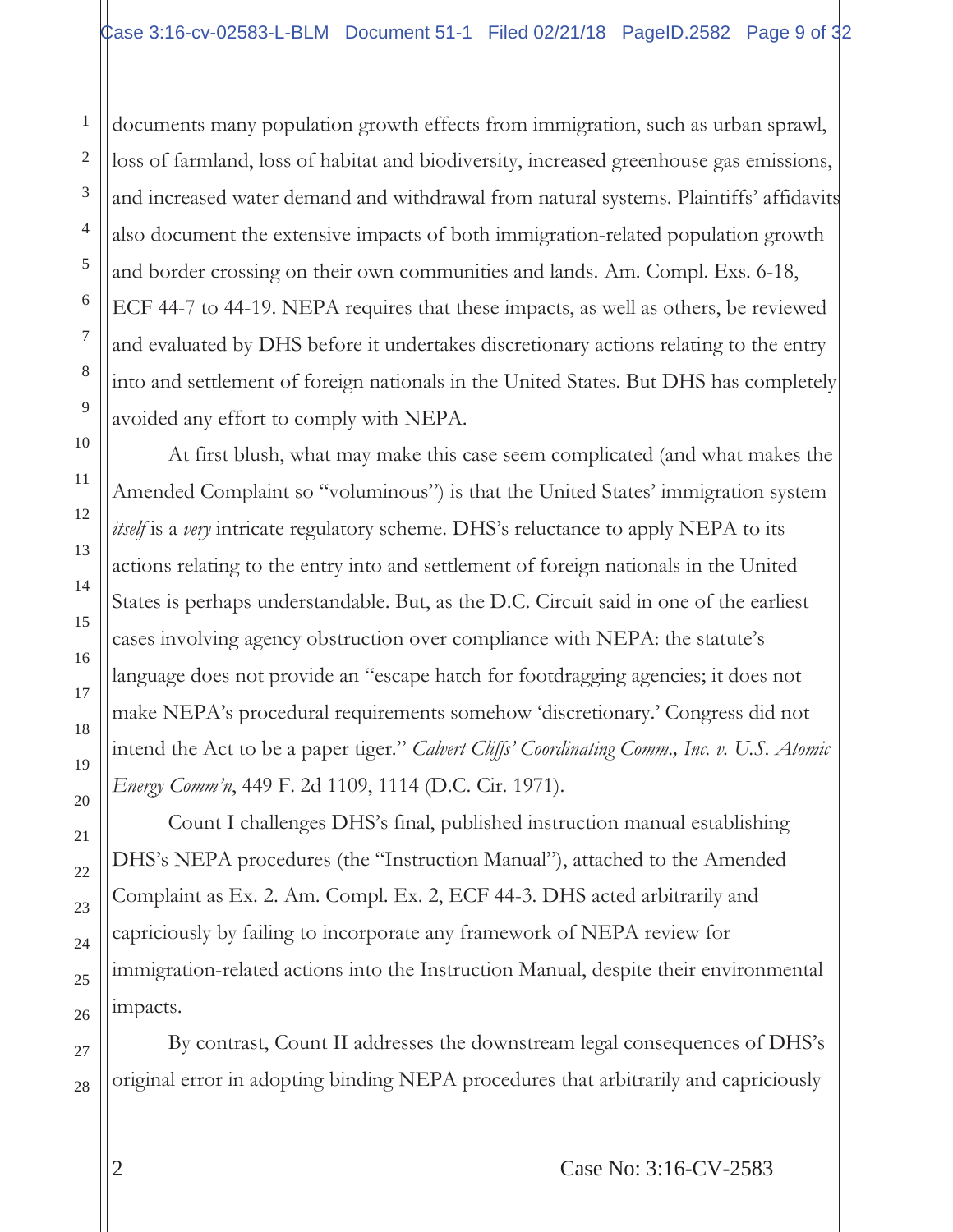documents many population growth effects from immigration, such as urban sprawl, loss of farmland, loss of habitat and biodiversity, increased greenhouse gas emissions, and increased water demand and withdrawal from natural systems. Plaintiffs' affidavits also document the extensive impacts of both immigration-related population growth and border crossing on their own communities and lands. Am. Compl. Exs. 6-18, ECF 44-7 to 44-19. NEPA requires that these impacts, as well as others, be reviewed and evaluated by DHS before it undertakes discretionary actions relating to the entry into and settlement of foreign nationals in the United States. But DHS has completely avoided any effort to comply with NEPA.

At first blush, what may make this case seem complicated (and what makes the Amended Complaint so "voluminous") is that the United States' immigration system *itself* is a *very* intricate regulatory scheme. DHS's reluctance to apply NEPA to its actions relating to the entry into and settlement of foreign nationals in the United States is perhaps understandable. But, as the D.C. Circuit said in one of the earliest cases involving agency obstruction over compliance with NEPA: the statute's language does not provide an "escape hatch for footdragging agencies; it does not make NEPA's procedural requirements somehow 'discretionary.' Congress did not intend the Act to be a paper tiger." *Calvert Cliffs' Coordinating Comm., Inc. v. U.S. Atomic Energy Comm'n*, 449 F. 2d 1109, 1114 (D.C. Cir. 1971).

Count I challenges DHS's final, published instruction manual establishing DHS's NEPA procedures (the "Instruction Manual"), attached to the Amended Complaint as Ex. 2. Am. Compl. Ex. 2, ECF 44-3. DHS acted arbitrarily and capriciously by failing to incorporate any framework of NEPA review for immigration-related actions into the Instruction Manual, despite their environmental impacts.

By contrast, Count II addresses the downstream legal consequences of DHS's original error in adopting binding NEPA procedures that arbitrarily and capriciously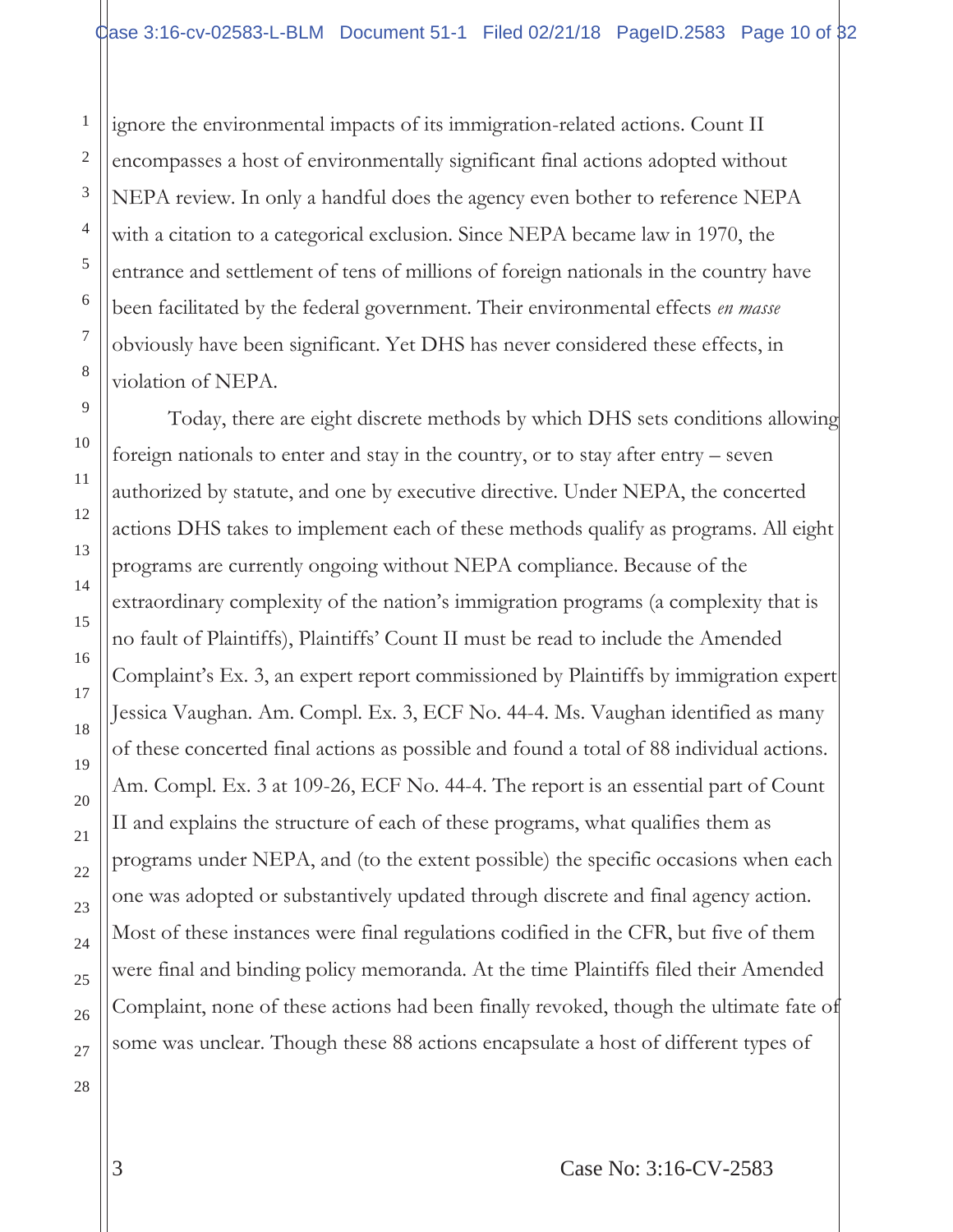ignore the environmental impacts of its immigration-related actions. Count II encompasses a host of environmentally significant final actions adopted without NEPA review. In only a handful does the agency even bother to reference NEPA with a citation to a categorical exclusion. Since NEPA became law in 1970, the entrance and settlement of tens of millions of foreign nationals in the country have been facilitated by the federal government. Their environmental effects *en masse* obviously have been significant. Yet DHS has never considered these effects, in violation of NEPA.

Today, there are eight discrete methods by which DHS sets conditions allowing foreign nationals to enter and stay in the country, or to stay after entry – seven authorized by statute, and one by executive directive. Under NEPA, the concerted actions DHS takes to implement each of these methods qualify as programs. All eight programs are currently ongoing without NEPA compliance. Because of the extraordinary complexity of the nation's immigration programs (a complexity that is no fault of Plaintiffs), Plaintiffs' Count II must be read to include the Amended Complaint's Ex. 3, an expert report commissioned by Plaintiffs by immigration expert Jessica Vaughan. Am. Compl. Ex. 3, ECF No. 44-4. Ms. Vaughan identified as many of these concerted final actions as possible and found a total of 88 individual actions. Am. Compl. Ex. 3 at 109-26, ECF No. 44-4. The report is an essential part of Count II and explains the structure of each of these programs, what qualifies them as programs under NEPA, and (to the extent possible) the specific occasions when each one was adopted or substantively updated through discrete and final agency action. Most of these instances were final regulations codified in the CFR, but five of them were final and binding policy memoranda. At the time Plaintiffs filed their Amended Complaint, none of these actions had been finally revoked, though the ultimate fate of some was unclear. Though these 88 actions encapsulate a host of different types of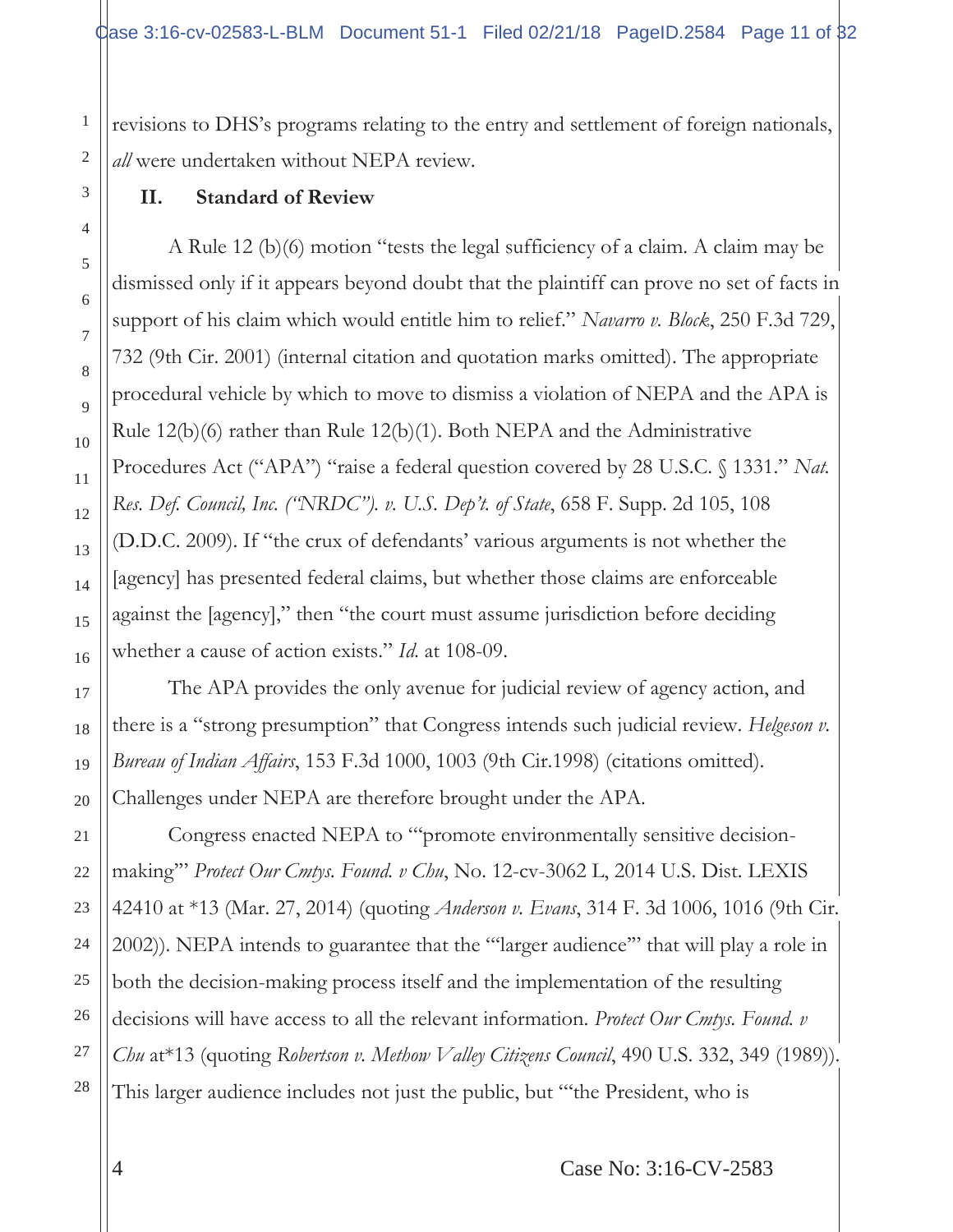revisions to DHS's programs relating to the entry and settlement of foreign nationals, *all* were undertaken without NEPA review.

## II. Standard of Review

A Rule 12 (b)(6) motion "tests the legal sufficiency of a claim. A claim may be dismissed only if it appears beyond doubt that the plaintiff can prove no set of facts in support of his claim which would entitle him to relief." *Navarro v. Block*, 250 F.3d 729, 732 (9th Cir. 2001) (internal citation and quotation marks omitted). The appropriate procedural vehicle by which to move to dismiss a violation of NEPA and the APA is Rule 12(b)(6) rather than Rule 12(b)(1). Both NEPA and the Administrative Procedures Act ("APA") "raise a federal question covered by 28 U.S.C. § 1331." *Nat. Res. Def. Council, Inc. ("NRDC"). v. U.S. Dep't. of State*, 658 F. Supp. 2d 105, 108 (D.D.C. 2009). If "the crux of defendants' various arguments is not whether the [agency] has presented federal claims, but whether those claims are enforceable against the [agency]," then "the court must assume jurisdiction before deciding whether a cause of action exists." *Id.* at 108-09.

The APA provides the only avenue for judicial review of agency action, and there is a "strong presumption" that Congress intends such judicial review. *Helgeson v. Bureau of Indian Affairs*, 153 F.3d 1000, 1003 (9th Cir.1998) (citations omitted). Challenges under NEPA are therefore brought under the APA.

Congress enacted NEPA to "'promote environmentally sensitive decision-making'" *Protect Our Cmtys. Found. v Chu*, No. 12-cv-3062 L, 2014 U.S. Dist. LEXIS 42410 at *13 (Mar. 27, 2014) (quoting *Anderson v. Evans*, 314 F. 3d 1006, 1016 (9th Cir. 2002)). NEPA intends to guarantee that the "'larger audience'" that will play a role in both the decision-making process itself and the implementation of the resulting decisions will have access to all the relevant information. *Protect Our Cmtys. Found. v Chu* at*13 (quoting *Robertson v. Methow Valley Citizens Council*, 490 U.S. 332, 349 (1989)). This larger audience includes not just the public, but "'the President, who is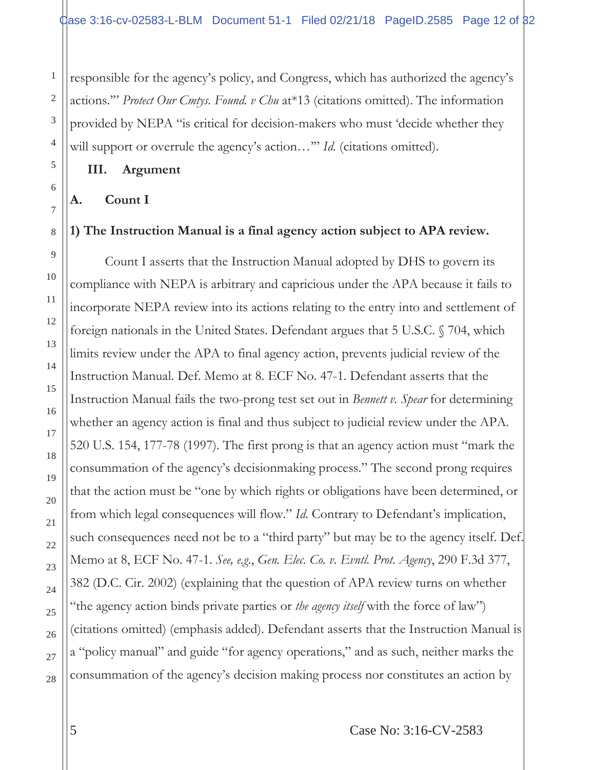responsible for the agency's policy, and Congress, which has authorized the agency's actions.'" *Protect Our Cmtys. Found. v Chu* at*13 (citations omitted). The information provided by NEPA "is critical for decision-makers who must 'decide whether they will support or overrule the agency's action…'" *Id.* (citations omitted).

## III. Argument

### A. Count I

#### 1) The Instruction Manual is a final agency action subject to APA review.

Count I asserts that the Instruction Manual adopted by DHS to govern its compliance with NEPA is arbitrary and capricious under the APA because it fails to incorporate NEPA review into its actions relating to the entry into and settlement of foreign nationals in the United States. Defendant argues that 5 U.S.C. § 704, which limits review under the APA to final agency action, prevents judicial review of the Instruction Manual. Def. Memo at 8. ECF No. 47-1. Defendant asserts that the Instruction Manual fails the two-prong test set out in *Bennett v. Spear* for determining whether an agency action is final and thus subject to judicial review under the APA. 520 U.S. 154, 177-78 (1997). The first prong is that an agency action must "mark the consummation of the agency's decisionmaking process." The second prong requires that the action must be "one by which rights or obligations have been determined, or from which legal consequences will flow." *Id.* Contrary to Defendant's implication, such consequences need not be to a "third party" but may be to the agency itself. Def. Memo at 8, ECF No. 47-1. *See, e.g.*, *Gen. Elec. Co. v. Evntl. Prot. Agency*, 290 F.3d 377, 382 (D.C. Cir. 2002) (explaining that the question of APA review turns on whether "the agency action binds private parties or *the agency itself* with the force of law") (citations omitted) (emphasis added). Defendant asserts that the Instruction Manual is a "policy manual" and guide "for agency operations," and as such, neither marks the consummation of the agency's decision making process nor constitutes an action by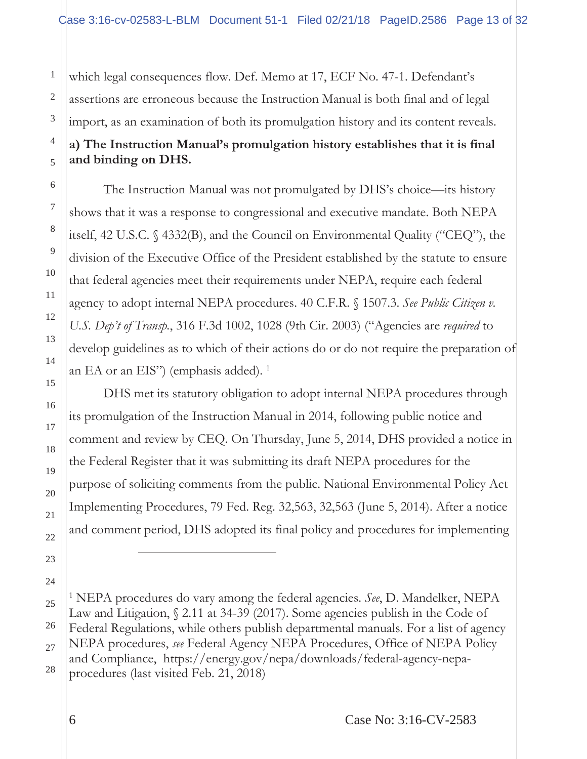which legal consequences flow. Def. Memo at 17, ECF No. 47-1. Defendant's assertions are erroneous because the Instruction Manual is both final and of legal import, as an examination of both its promulgation history and its content reveals.

**a) The Instruction Manual's promulgation history establishes that it is final and binding on DHS.**

The Instruction Manual was not promulgated by DHS's choice—its history shows that it was a response to congressional and executive mandate. Both NEPA itself, 42 U.S.C. § 4332(B), and the Council on Environmental Quality ("CEQ"), the division of the Executive Office of the President established by the statute to ensure that federal agencies meet their requirements under NEPA, require each federal agency to adopt internal NEPA procedures. 40 C.F.R. § 1507.3. *See Public Citizen v. U.S. Dep't of Transp.*, 316 F.3d 1002, 1028 (9th Cir. 2003) ("Agencies are *required* to develop guidelines as to which of their actions do or do not require the preparation of an EA or an EIS") (emphasis added). [1]

DHS met its statutory obligation to adopt internal NEPA procedures through its promulgation of the Instruction Manual in 2014, following public notice and comment and review by CEQ. On Thursday, June 5, 2014, DHS provided a notice in the Federal Register that it was submitting its draft NEPA procedures for the purpose of soliciting comments from the public. National Environmental Policy Act Implementing Procedures, 79 Fed. Reg. 32,563, 32,563 (June 5, 2014). After a notice and comment period, DHS adopted its final policy and procedures for implementing

---

[1] NEPA procedures do vary among the federal agencies. *See*, D. Mandelker, NEPA Law and Litigation, § 2.11 at 34-39 (2017). Some agencies publish in the Code of Federal Regulations, while others publish departmental manuals. For a list of agency NEPA procedures, *see* Federal Agency NEPA Procedures, Office of NEPA Policy and Compliance, https://energy.gov/nepa/downloads/federal-agency-nepa-procedures (last visited Feb. 21, 2018)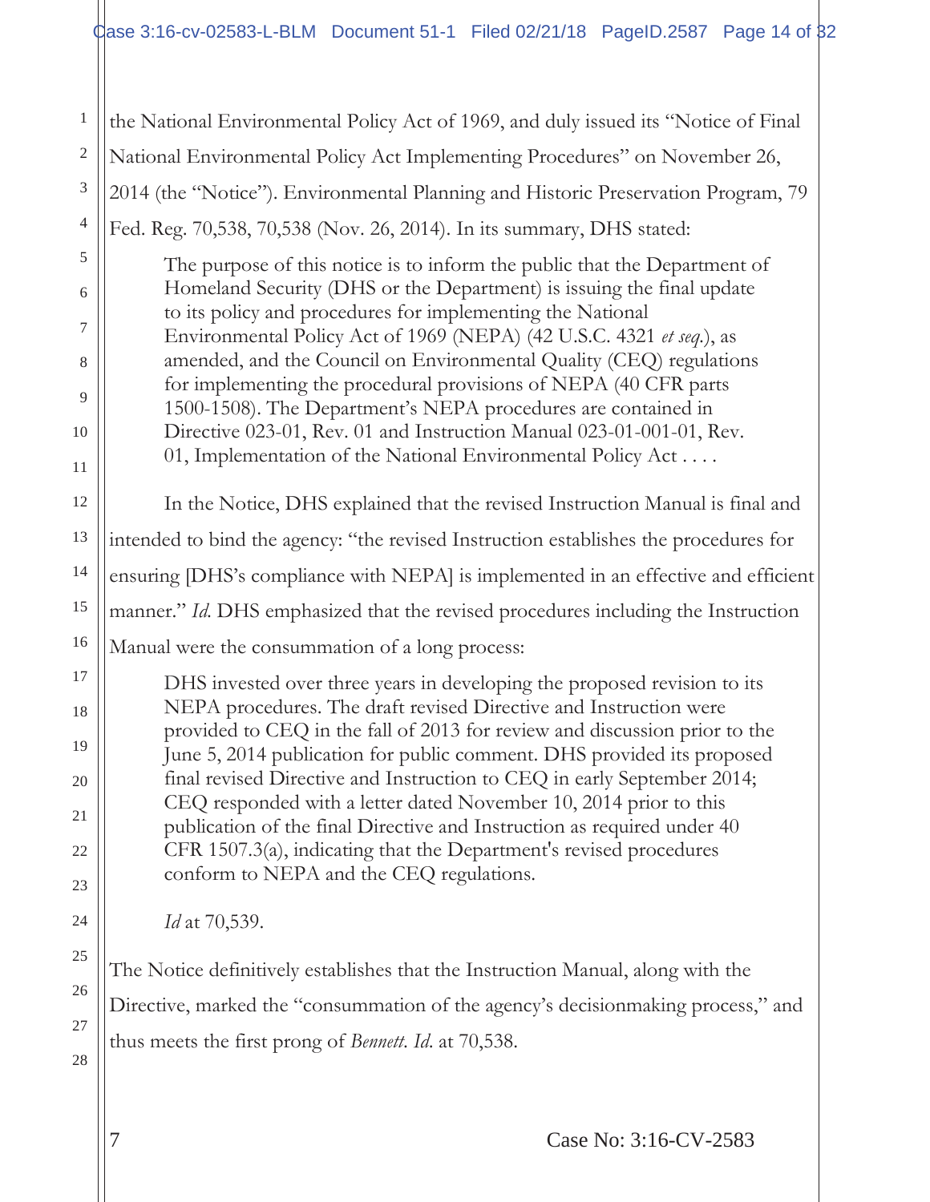the National Environmental Policy Act of 1969, and duly issued its "Notice of Final National Environmental Policy Act Implementing Procedures" on November 26, 2014 (the "Notice"). Environmental Planning and Historic Preservation Program, 79 Fed. Reg. 70,538, 70,538 (Nov. 26, 2014). In its summary, DHS stated:

> The purpose of this notice is to inform the public that the Department of Homeland Security (DHS or the Department) is issuing the final update to its policy and procedures for implementing the National Environmental Policy Act of 1969 (NEPA) (42 U.S.C. 4321 *et seq.*), as amended, and the Council on Environmental Quality (CEQ) regulations for implementing the procedural provisions of NEPA (40 CFR parts 1500-1508). The Department's NEPA procedures are contained in Directive 023-01, Rev. 01 and Instruction Manual 023-01-001-01, Rev. 01, Implementation of the National Environmental Policy Act . . . .

In the Notice, DHS explained that the revised Instruction Manual is final and intended to bind the agency: "the revised Instruction establishes the procedures for ensuring [DHS's compliance with NEPA] is implemented in an effective and efficient manner." *Id.* DHS emphasized that the revised procedures including the Instruction Manual were the consummation of a long process:

> DHS invested over three years in developing the proposed revision to its NEPA procedures. The draft revised Directive and Instruction were provided to CEQ in the fall of 2013 for review and discussion prior to the June 5, 2014 publication for public comment. DHS provided its proposed final revised Directive and Instruction to CEQ in early September 2014; CEQ responded with a letter dated November 10, 2014 prior to this publication of the final Directive and Instruction as required under 40 CFR 1507.3(a), indicating that the Department's revised procedures conform to NEPA and the CEQ regulations.
>
> *Id* at 70,539.

The Notice definitively establishes that the Instruction Manual, along with the Directive, marked the "consummation of the agency's decisionmaking process," and thus meets the first prong of *Bennett. Id.* at 70,538.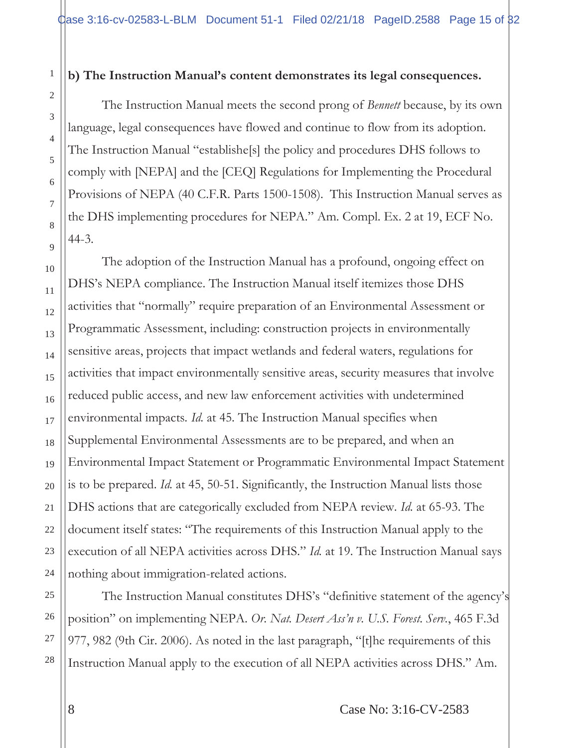**b) The Instruction Manual's content demonstrates its legal consequences.**

The Instruction Manual meets the second prong of *Bennett* because, by its own language, legal consequences have flowed and continue to flow from its adoption. The Instruction Manual "establishe[s] the policy and procedures DHS follows to comply with [NEPA] and the [CEQ] Regulations for Implementing the Procedural Provisions of NEPA (40 C.F.R. Parts 1500-1508). This Instruction Manual serves as the DHS implementing procedures for NEPA." Am. Compl. Ex. 2 at 19, ECF No. 44-3.

The adoption of the Instruction Manual has a profound, ongoing effect on DHS's NEPA compliance. The Instruction Manual itself itemizes those DHS activities that "normally" require preparation of an Environmental Assessment or Programmatic Assessment, including: construction projects in environmentally sensitive areas, projects that impact wetlands and federal waters, regulations for activities that impact environmentally sensitive areas, security measures that involve reduced public access, and new law enforcement activities with undetermined environmental impacts. *Id.* at 45. The Instruction Manual specifies when Supplemental Environmental Assessments are to be prepared, and when an Environmental Impact Statement or Programmatic Environmental Impact Statement is to be prepared. *Id.* at 45, 50-51. Significantly, the Instruction Manual lists those DHS actions that are categorically excluded from NEPA review. *Id.* at 65-93. The document itself states: "The requirements of this Instruction Manual apply to the execution of all NEPA activities across DHS." *Id.* at 19. The Instruction Manual says nothing about immigration-related actions.

The Instruction Manual constitutes DHS's "definitive statement of the agency's position" on implementing NEPA. *Or. Nat. Desert Ass'n v. U.S. Forest. Serv.*, 465 F.3d 977, 982 (9th Cir. 2006). As noted in the last paragraph, "[t]he requirements of this Instruction Manual apply to the execution of all NEPA activities across DHS." Am.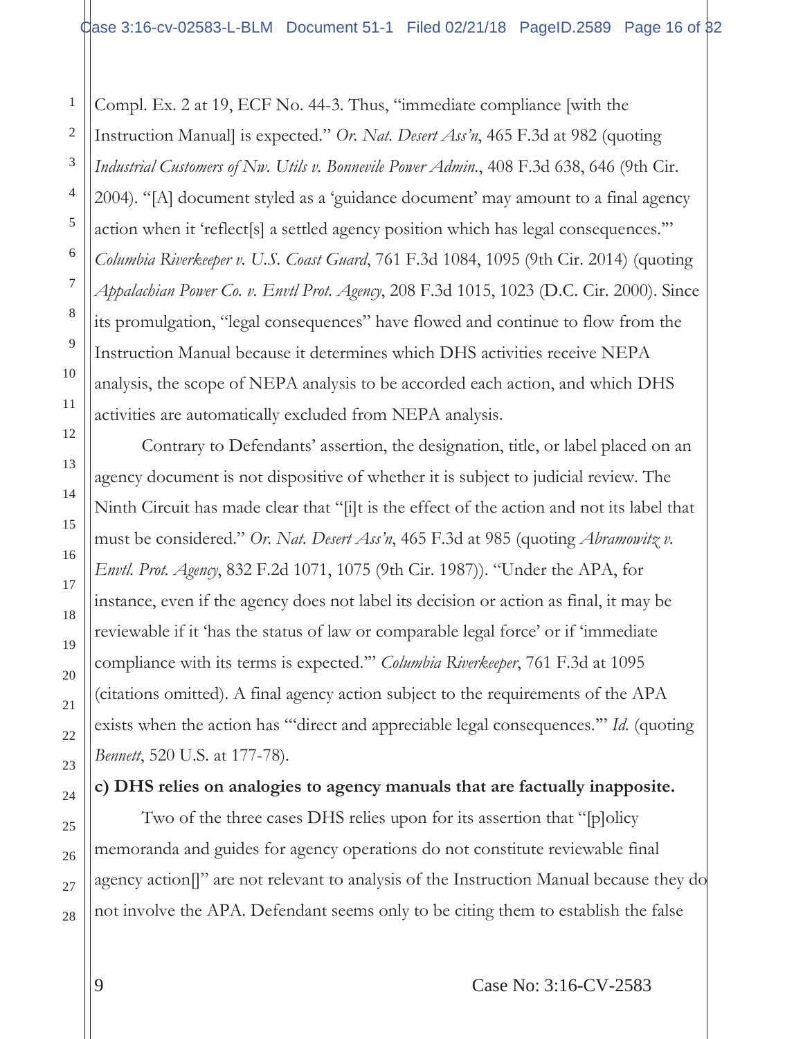Compl. Ex. 2 at 19, ECF No. 44-3. Thus, "immediate compliance [with the Instruction Manual] is expected." *Or. Nat. Desert Ass'n*, 465 F.3d at 982 (quoting *Industrial Customers of Nw. Utils v. Bonnevile Power Admin.*, 408 F.3d 638, 646 (9th Cir. 2004). "[A] document styled as a 'guidance document' may amount to a final agency action when it 'reflect[s] a settled agency position which has legal consequences.'" *Columbia Riverkeeper v. U.S. Coast Guard*, 761 F.3d 1084, 1095 (9th Cir. 2014) (quoting *Appalachian Power Co. v. Envtl Prot. Agency*, 208 F.3d 1015, 1023 (D.C. Cir. 2000). Since its promulgation, "legal consequences" have flowed and continue to flow from the Instruction Manual because it determines which DHS activities receive NEPA analysis, the scope of NEPA analysis to be accorded each action, and which DHS activities are automatically excluded from NEPA analysis.

Contrary to Defendants' assertion, the designation, title, or label placed on an agency document is not dispositive of whether it is subject to judicial review. The Ninth Circuit has made clear that "[i]t is the effect of the action and not its label that must be considered." *Or. Nat. Desert Ass'n*, 465 F.3d at 985 (quoting *Abramowitz v. Envtl. Prot. Agency*, 832 F.2d 1071, 1075 (9th Cir. 1987)). "Under the APA, for instance, even if the agency does not label its decision or action as final, it may be reviewable if it 'has the status of law or comparable legal force' or if 'immediate compliance with its terms is expected.'" *Columbia Riverkeeper*, 761 F.3d at 1095 (citations omitted). A final agency action subject to the requirements of the APA exists when the action has '"direct and appreciable legal consequences."' *Id.* (quoting *Bennett*, 520 U.S. at 177-78).

**c) DHS relies on analogies to agency manuals that are factually inapposite.**

Two of the three cases DHS relies upon for its assertion that "[p]olicy memoranda and guides for agency operations do not constitute reviewable final agency action[]" are not relevant to analysis of the Instruction Manual because they do not involve the APA. Defendant seems only to be citing them to establish the false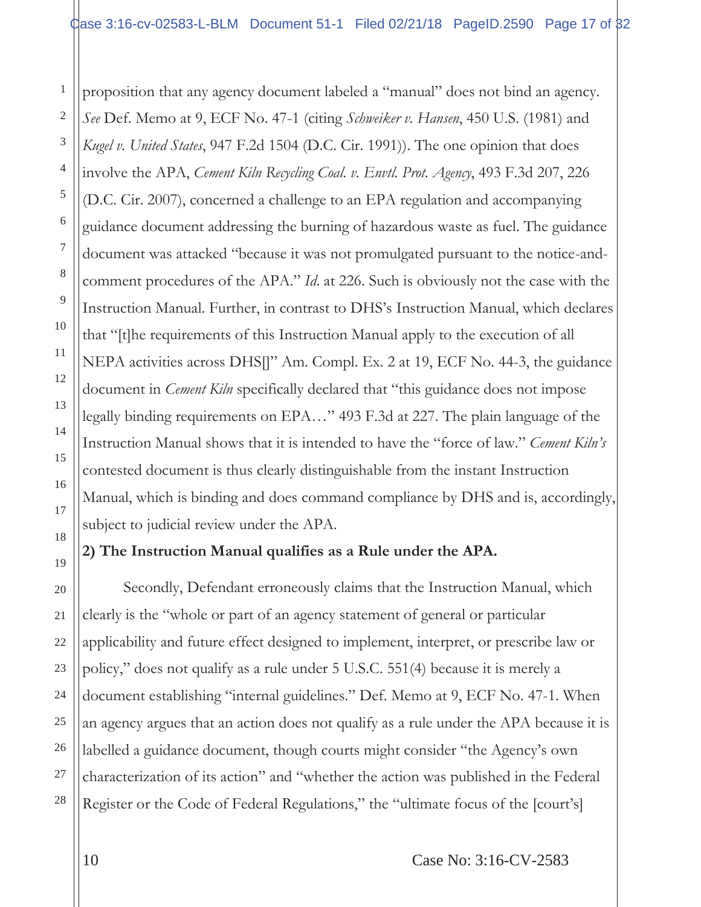proposition that any agency document labeled a "manual" does not bind an agency. *See* Def. Memo at 9, ECF No. 47-1 (citing *Schweiker v. Hansen*, 450 U.S. (1981) and *Kugel v. United States*, 947 F.2d 1504 (D.C. Cir. 1991)). The one opinion that does involve the APA, *Cement Kiln Recycling Coal. v. Envtl. Prot. Agency*, 493 F.3d 207, 226 (D.C. Cir. 2007), concerned a challenge to an EPA regulation and accompanying guidance document addressing the burning of hazardous waste as fuel. The guidance document was attacked "because it was not promulgated pursuant to the notice-and-comment procedures of the APA." *Id.* at 226. Such is obviously not the case with the Instruction Manual. Further, in contrast to DHS's Instruction Manual, which declares that "[t]he requirements of this Instruction Manual apply to the execution of all NEPA activities across DHS[]" Am. Compl. Ex. 2 at 19, ECF No. 44-3, the guidance document in *Cement Kiln* specifically declared that "this guidance does not impose legally binding requirements on EPA…" 493 F.3d at 227. The plain language of the Instruction Manual shows that it is intended to have the "force of law." *Cement Kiln's* contested document is thus clearly distinguishable from the instant Instruction Manual, which is binding and does command compliance by DHS and is, accordingly, subject to judicial review under the APA.

**2) The Instruction Manual qualifies as a Rule under the APA.**

Secondly, Defendant erroneously claims that the Instruction Manual, which clearly is the "whole or part of an agency statement of general or particular applicability and future effect designed to implement, interpret, or prescribe law or policy," does not qualify as a rule under 5 U.S.C. 551(4) because it is merely a document establishing "internal guidelines." Def. Memo at 9, ECF No. 47-1. When an agency argues that an action does not qualify as a rule under the APA because it is labelled a guidance document, though courts might consider "the Agency's own characterization of its action" and "whether the action was published in the Federal Register or the Code of Federal Regulations," the "ultimate focus of the [court's]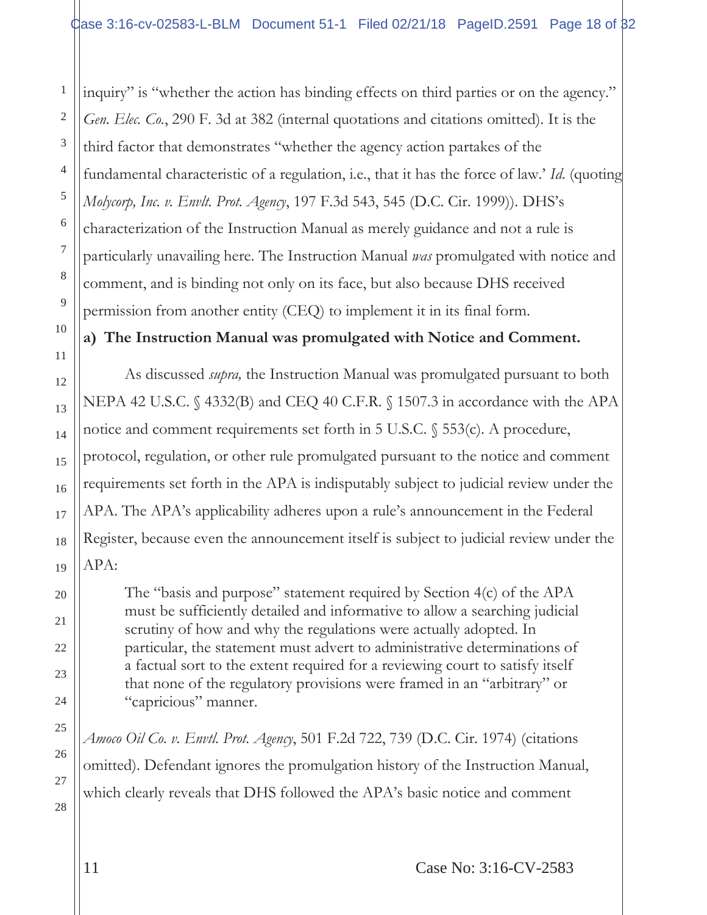inquiry" is "whether the action has binding effects on third parties or on the agency." *Gen. Elec. Co.*, 290 F. 3d at 382 (internal quotations and citations omitted). It is the third factor that demonstrates "whether the agency action partakes of the fundamental characteristic of a regulation, i.e., that it has the force of law.' *Id.* (quoting *Molycorp, Inc. v. Envlt. Prot. Agency*, 197 F.3d 543, 545 (D.C. Cir. 1999)). DHS's characterization of the Instruction Manual as merely guidance and not a rule is particularly unavailing here. The Instruction Manual *was* promulgated with notice and comment, and is binding not only on its face, but also because DHS received permission from another entity (CEQ) to implement it in its final form.

**a) The Instruction Manual was promulgated with Notice and Comment.**

As discussed *supra,* the Instruction Manual was promulgated pursuant to both NEPA 42 U.S.C. § 4332(B) and CEQ 40 C.F.R. § 1507.3 in accordance with the APA notice and comment requirements set forth in 5 U.S.C. § 553(c). A procedure, protocol, regulation, or other rule promulgated pursuant to the notice and comment requirements set forth in the APA is indisputably subject to judicial review under the APA. The APA's applicability adheres upon a rule's announcement in the Federal Register, because even the announcement itself is subject to judicial review under the APA:

> The "basis and purpose" statement required by Section 4(c) of the APA must be sufficiently detailed and informative to allow a searching judicial scrutiny of how and why the regulations were actually adopted. In particular, the statement must advert to administrative determinations of a factual sort to the extent required for a reviewing court to satisfy itself that none of the regulatory provisions were framed in an "arbitrary" or "capricious" manner.

*Amoco Oil Co. v. Envtl. Prot. Agency*, 501 F.2d 722, 739 (D.C. Cir. 1974) (citations omitted). Defendant ignores the promulgation history of the Instruction Manual, which clearly reveals that DHS followed the APA's basic notice and comment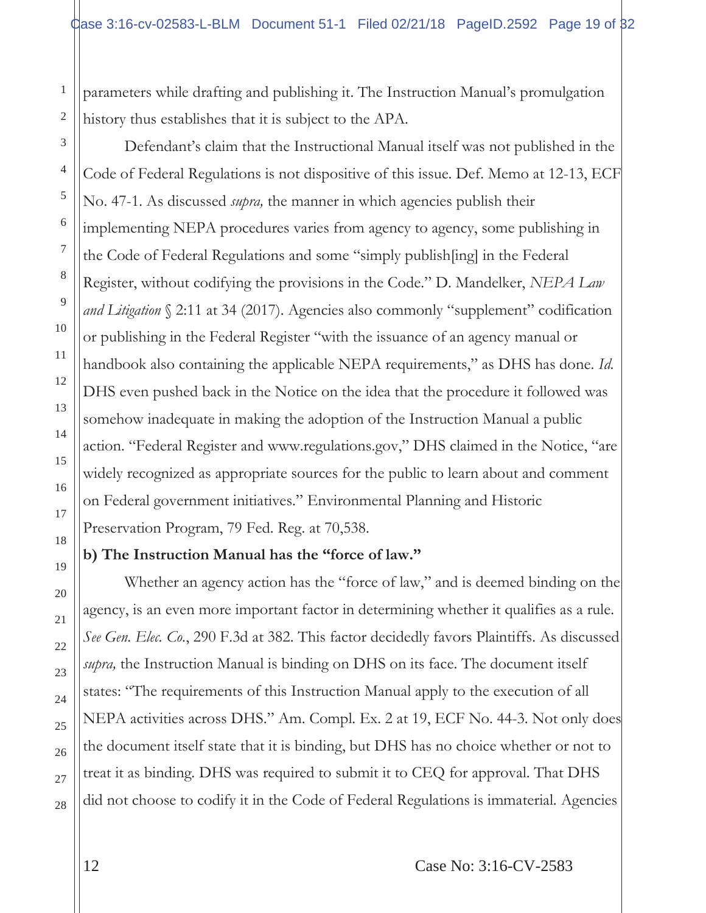parameters while drafting and publishing it. The Instruction Manual's promulgation history thus establishes that it is subject to the APA.

Defendant's claim that the Instructional Manual itself was not published in the Code of Federal Regulations is not dispositive of this issue. Def. Memo at 12-13, ECF No. 47-1. As discussed *supra,* the manner in which agencies publish their implementing NEPA procedures varies from agency to agency, some publishing in the Code of Federal Regulations and some "simply publish[ing] in the Federal Register, without codifying the provisions in the Code." D. Mandelker, *NEPA Law and Litigation* § 2:11 at 34 (2017). Agencies also commonly "supplement" codification or publishing in the Federal Register "with the issuance of an agency manual or handbook also containing the applicable NEPA requirements," as DHS has done. *Id.* DHS even pushed back in the Notice on the idea that the procedure it followed was somehow inadequate in making the adoption of the Instruction Manual a public action. "Federal Register and www.regulations.gov," DHS claimed in the Notice, "are widely recognized as appropriate sources for the public to learn about and comment on Federal government initiatives." Environmental Planning and Historic Preservation Program, 79 Fed. Reg. at 70,538.

**b) The Instruction Manual has the "force of law."**

Whether an agency action has the "force of law," and is deemed binding on the agency, is an even more important factor in determining whether it qualifies as a rule. *See Gen. Elec. Co.*, 290 F.3d at 382. This factor decidedly favors Plaintiffs. As discussed *supra,* the Instruction Manual is binding on DHS on its face. The document itself states: "The requirements of this Instruction Manual apply to the execution of all NEPA activities across DHS." Am. Compl. Ex. 2 at 19, ECF No. 44-3. Not only does the document itself state that it is binding, but DHS has no choice whether or not to treat it as binding. DHS was required to submit it to CEQ for approval. That DHS did not choose to codify it in the Code of Federal Regulations is immaterial. Agencies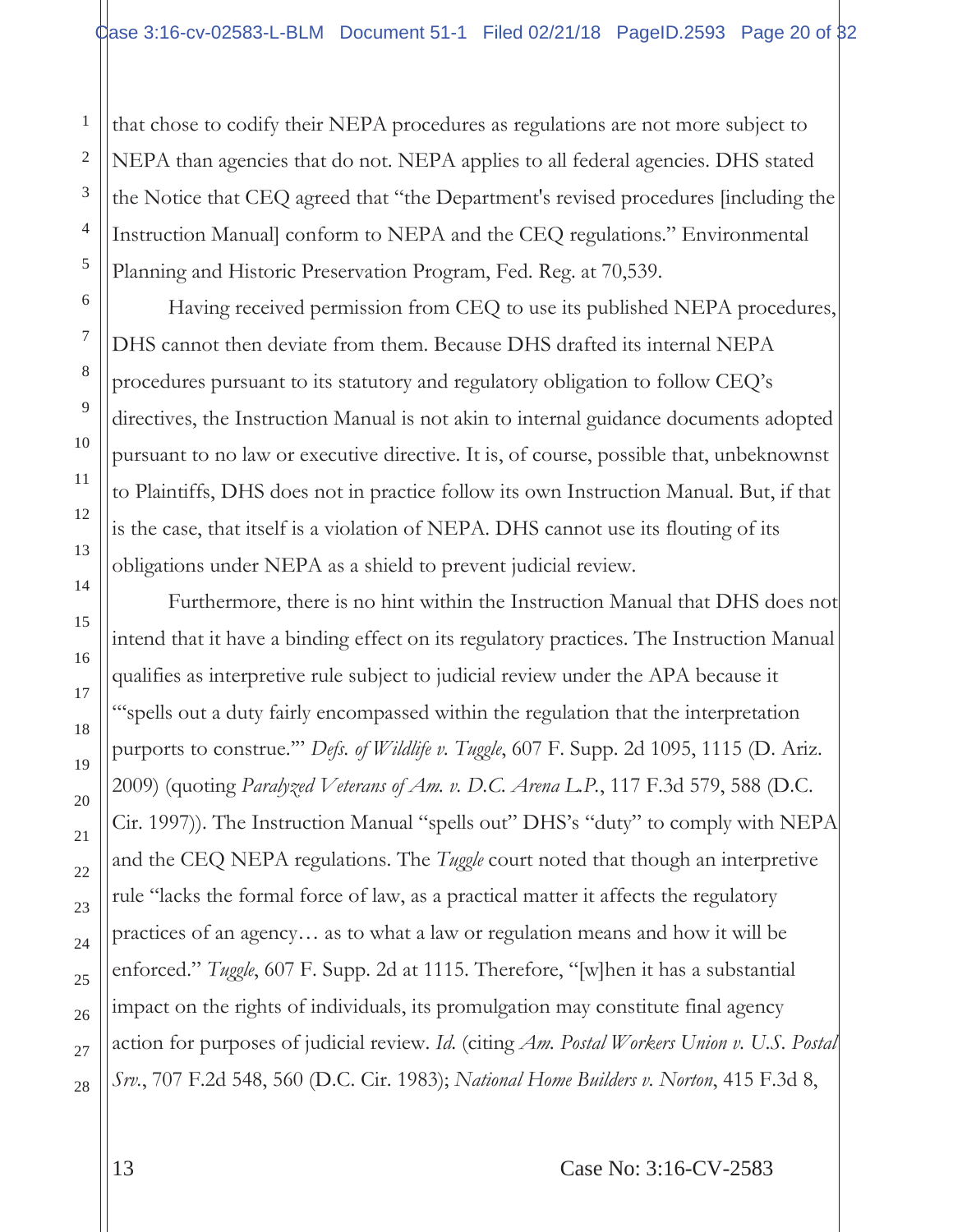that chose to codify their NEPA procedures as regulations are not more subject to NEPA than agencies that do not. NEPA applies to all federal agencies. DHS stated the Notice that CEQ agreed that "the Department's revised procedures [including the Instruction Manual] conform to NEPA and the CEQ regulations." Environmental Planning and Historic Preservation Program, Fed. Reg. at 70,539.

Having received permission from CEQ to use its published NEPA procedures, DHS cannot then deviate from them. Because DHS drafted its internal NEPA procedures pursuant to its statutory and regulatory obligation to follow CEQ's directives, the Instruction Manual is not akin to internal guidance documents adopted pursuant to no law or executive directive. It is, of course, possible that, unbeknownst to Plaintiffs, DHS does not in practice follow its own Instruction Manual. But, if that is the case, that itself is a violation of NEPA. DHS cannot use its flouting of its obligations under NEPA as a shield to prevent judicial review.

Furthermore, there is no hint within the Instruction Manual that DHS does not intend that it have a binding effect on its regulatory practices. The Instruction Manual qualifies as interpretive rule subject to judicial review under the APA because it "'spells out a duty fairly encompassed within the regulation that the interpretation purports to construe.'" *Defs. of Wildlife v. Tuggle*, 607 F. Supp. 2d 1095, 1115 (D. Ariz. 2009) (quoting *Paralyzed Veterans of Am. v. D.C. Arena L.P.*, 117 F.3d 579, 588 (D.C. Cir. 1997)). The Instruction Manual "spells out" DHS's "duty" to comply with NEPA and the CEQ NEPA regulations. The *Tuggle* court noted that though an interpretive rule "lacks the formal force of law, as a practical matter it affects the regulatory practices of an agency… as to what a law or regulation means and how it will be enforced." *Tuggle*, 607 F. Supp. 2d at 1115. Therefore, "[w]hen it has a substantial impact on the rights of individuals, its promulgation may constitute final agency action for purposes of judicial review. *Id.* (citing *Am. Postal Workers Union v. U.S. Postal Srv.*, 707 F.2d 548, 560 (D.C. Cir. 1983); *National Home Builders v. Norton*, 415 F.3d 8,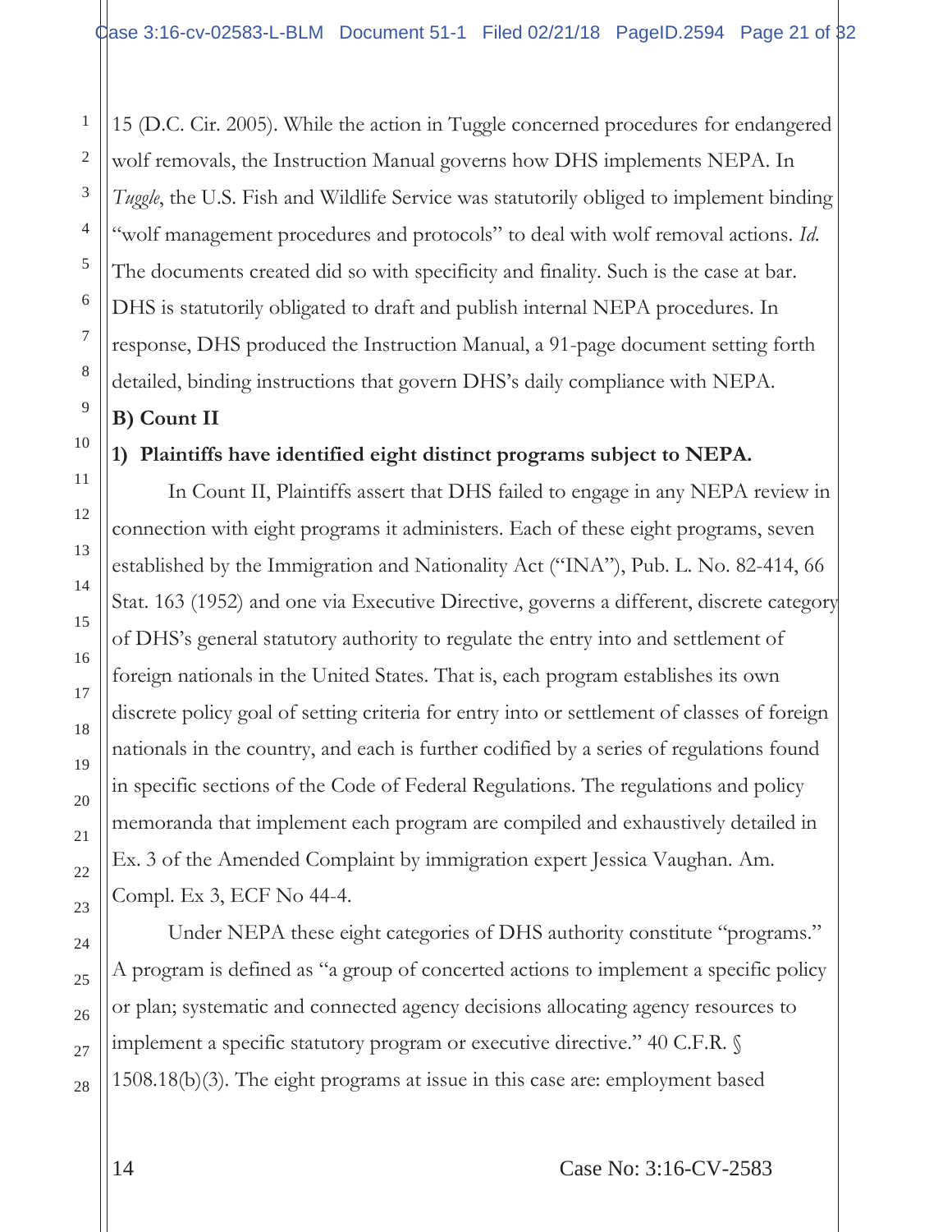15 (D.C. Cir. 2005). While the action in Tuggle concerned procedures for endangered wolf removals, the Instruction Manual governs how DHS implements NEPA. In *Tuggle*, the U.S. Fish and Wildlife Service was statutorily obliged to implement binding "wolf management procedures and protocols" to deal with wolf removal actions. *Id.* The documents created did so with specificity and finality. Such is the case at bar. DHS is statutorily obligated to draft and publish internal NEPA procedures. In response, DHS produced the Instruction Manual, a 91-page document setting forth detailed, binding instructions that govern DHS's daily compliance with NEPA.

**B) Count II**

**1) Plaintiffs have identified eight distinct programs subject to NEPA.**

In Count II, Plaintiffs assert that DHS failed to engage in any NEPA review in connection with eight programs it administers. Each of these eight programs, seven established by the Immigration and Nationality Act ("INA"), Pub. L. No. 82-414, 66 Stat. 163 (1952) and one via Executive Directive, governs a different, discrete category of DHS's general statutory authority to regulate the entry into and settlement of foreign nationals in the United States. That is, each program establishes its own discrete policy goal of setting criteria for entry into or settlement of classes of foreign nationals in the country, and each is further codified by a series of regulations found in specific sections of the Code of Federal Regulations. The regulations and policy memoranda that implement each program are compiled and exhaustively detailed in Ex. 3 of the Amended Complaint by immigration expert Jessica Vaughan. Am. Compl. Ex 3, ECF No 44-4.

Under NEPA these eight categories of DHS authority constitute "programs." A program is defined as "a group of concerted actions to implement a specific policy or plan; systematic and connected agency decisions allocating agency resources to implement a specific statutory program or executive directive." 40 C.F.R. § 1508.18(b)(3). The eight programs at issue in this case are: employment based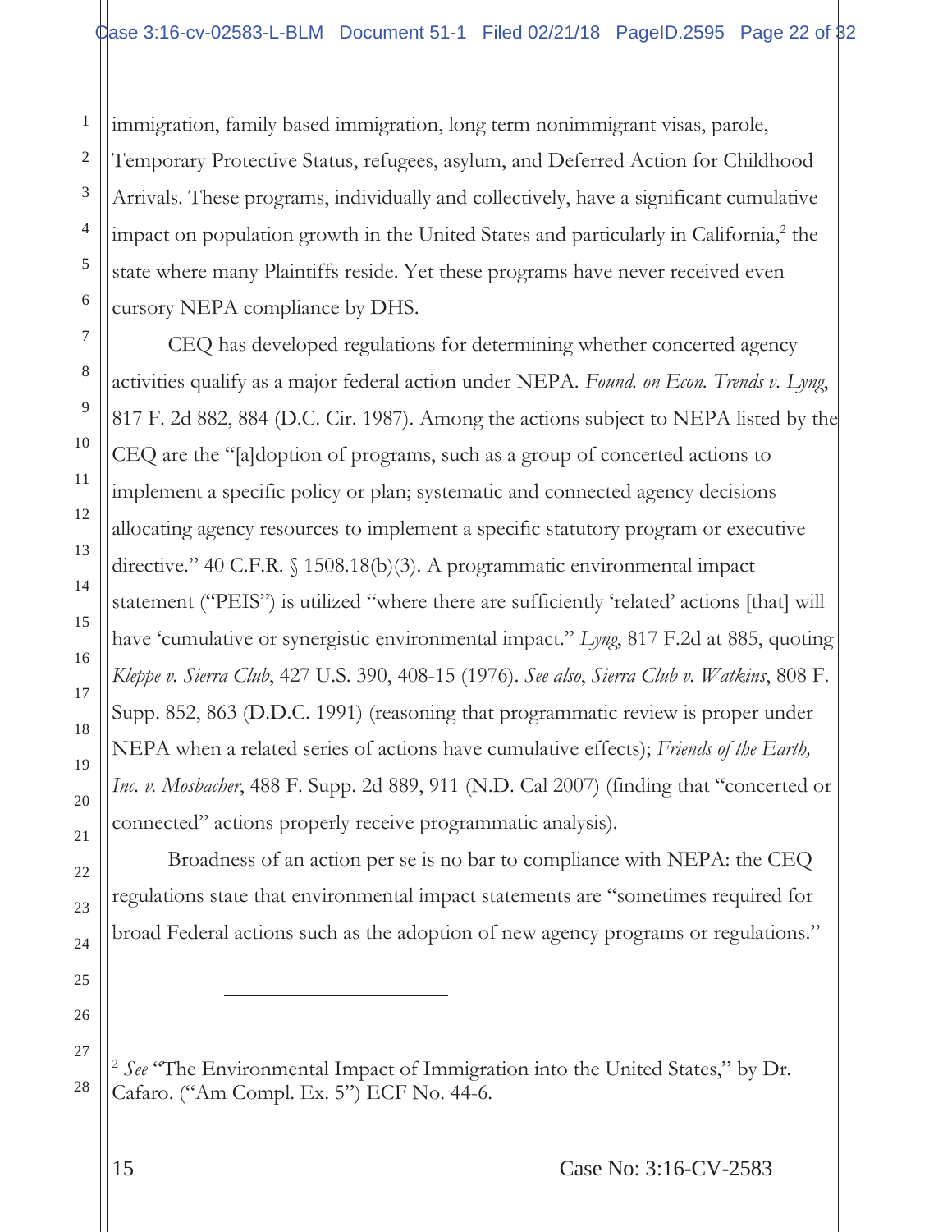immigration, family based immigration, long term nonimmigrant visas, parole, Temporary Protective Status, refugees, asylum, and Deferred Action for Childhood Arrivals. These programs, individually and collectively, have a significant cumulative impact on population growth in the United States and particularly in California,[2] the state where many Plaintiffs reside. Yet these programs have never received even cursory NEPA compliance by DHS.

CEQ has developed regulations for determining whether concerted agency activities qualify as a major federal action under NEPA. *Found. on Econ. Trends v. Lyng*, 817 F. 2d 882, 884 (D.C. Cir. 1987). Among the actions subject to NEPA listed by the CEQ are the "[a]doption of programs, such as a group of concerted actions to implement a specific policy or plan; systematic and connected agency decisions allocating agency resources to implement a specific statutory program or executive directive." 40 C.F.R. § 1508.18(b)(3). A programmatic environmental impact statement ("PEIS") is utilized "where there are sufficiently 'related' actions [that] will have 'cumulative or synergistic environmental impact." *Lyng*, 817 F.2d at 885, quoting *Kleppe v. Sierra Club*, 427 U.S. 390, 408-15 (1976). *See also*, *Sierra Club v. Watkins*, 808 F. Supp. 852, 863 (D.D.C. 1991) (reasoning that programmatic review is proper under NEPA when a related series of actions have cumulative effects); *Friends of the Earth, Inc. v. Mosbacher*, 488 F. Supp. 2d 889, 911 (N.D. Cal 2007) (finding that "concerted or connected" actions properly receive programmatic analysis).

Broadness of an action per se is no bar to compliance with NEPA: the CEQ regulations state that environmental impact statements are "sometimes required for broad Federal actions such as the adoption of new agency programs or regulations."

---

[2] *See* "The Environmental Impact of Immigration into the United States," by Dr. Cafaro. ("Am Compl. Ex. 5") ECF No. 44-6.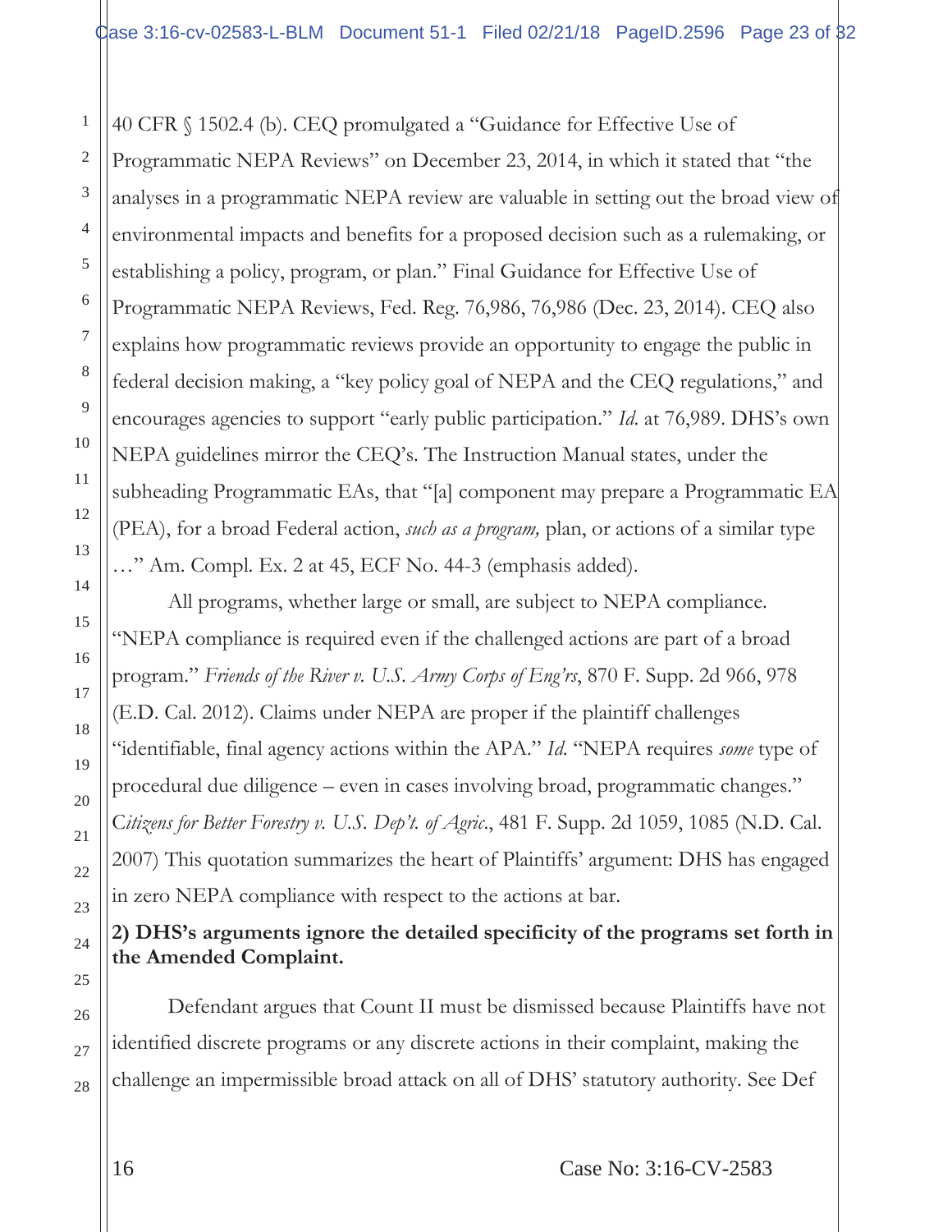40 CFR § 1502.4 (b). CEQ promulgated a "Guidance for Effective Use of Programmatic NEPA Reviews" on December 23, 2014, in which it stated that "the analyses in a programmatic NEPA review are valuable in setting out the broad view of environmental impacts and benefits for a proposed decision such as a rulemaking, or establishing a policy, program, or plan." Final Guidance for Effective Use of Programmatic NEPA Reviews, Fed. Reg. 76,986, 76,986 (Dec. 23, 2014). CEQ also explains how programmatic reviews provide an opportunity to engage the public in federal decision making, a "key policy goal of NEPA and the CEQ regulations," and encourages agencies to support "early public participation." *Id.* at 76,989. DHS's own NEPA guidelines mirror the CEQ's. The Instruction Manual states, under the subheading Programmatic EAs, that "[a] component may prepare a Programmatic EA (PEA), for a broad Federal action, *such as a program,* plan, or actions of a similar type …" Am. Compl. Ex. 2 at 45, ECF No. 44-3 (emphasis added).

All programs, whether large or small, are subject to NEPA compliance. "NEPA compliance is required even if the challenged actions are part of a broad program." *Friends of the River v. U.S. Army Corps of Eng'rs*, 870 F. Supp. 2d 966, 978 (E.D. Cal. 2012). Claims under NEPA are proper if the plaintiff challenges "identifiable, final agency actions within the APA." *Id.* "NEPA requires *some* type of procedural due diligence – even in cases involving broad, programmatic changes." *Citizens for Better Forestry v. U.S. Dep't. of Agric.*, 481 F. Supp. 2d 1059, 1085 (N.D. Cal. 2007) This quotation summarizes the heart of Plaintiffs' argument: DHS has engaged in zero NEPA compliance with respect to the actions at bar.

**2) DHS's arguments ignore the detailed specificity of the programs set forth in the Amended Complaint.**

Defendant argues that Count II must be dismissed because Plaintiffs have not identified discrete programs or any discrete actions in their complaint, making the challenge an impermissible broad attack on all of DHS' statutory authority. See Def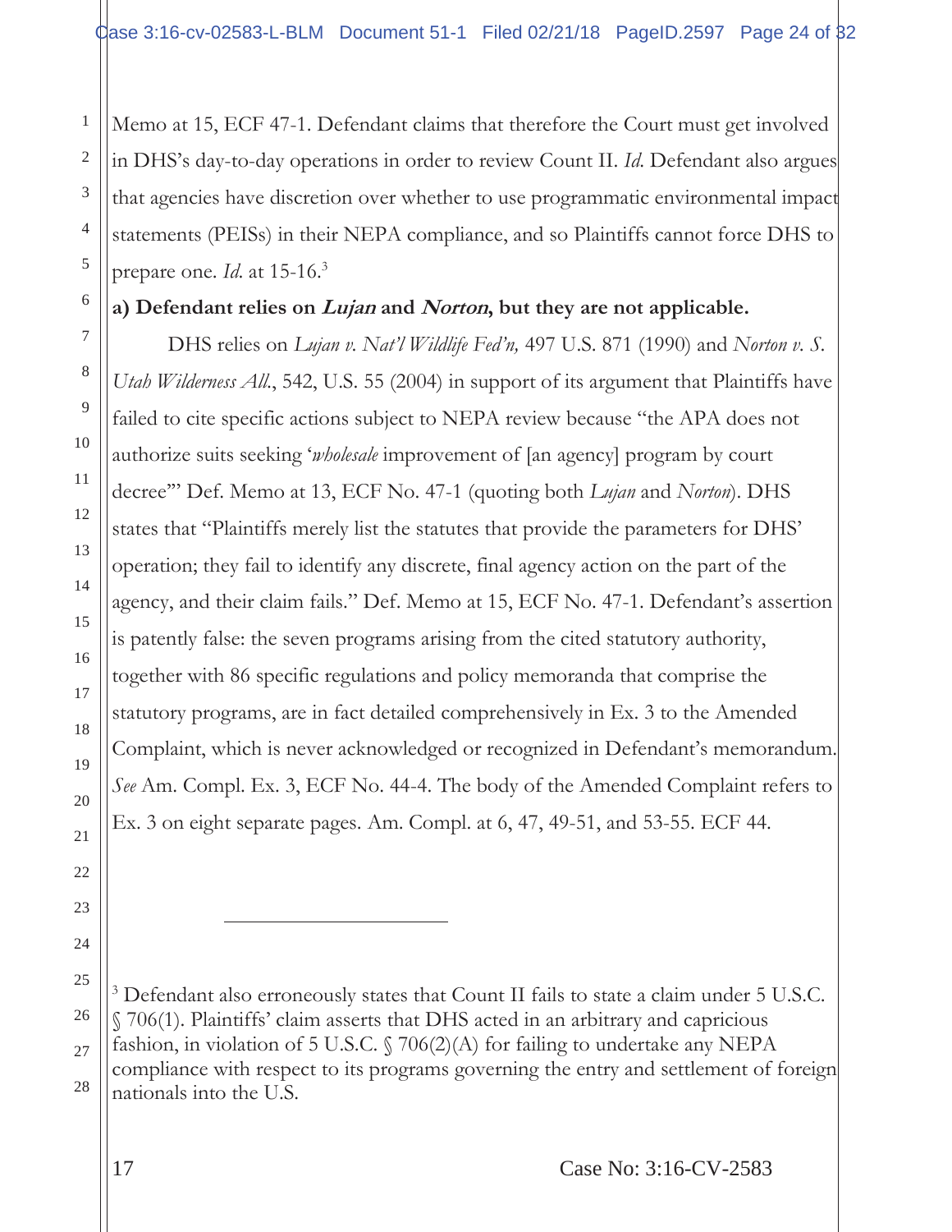Memo at 15, ECF 47-1. Defendant claims that therefore the Court must get involved in DHS's day-to-day operations in order to review Count II. *Id.* Defendant also argues that agencies have discretion over whether to use programmatic environmental impact statements (PEISs) in their NEPA compliance, and so Plaintiffs cannot force DHS to prepare one. *Id.* at 15-16.[3]

**a) Defendant relies on *Lujan* and *Norton*, but they are not applicable.**

DHS relies on *Lujan v. Nat'l Wildlife Fed'n,* 497 U.S. 871 (1990) and *Norton v. S. Utah Wilderness All.*, 542, U.S. 55 (2004) in support of its argument that Plaintiffs have failed to cite specific actions subject to NEPA review because "the APA does not authorize suits seeking '*wholesale* improvement of [an agency] program by court decree"' Def. Memo at 13, ECF No. 47-1 (quoting both *Lujan* and *Norton*). DHS states that "Plaintiffs merely list the statutes that provide the parameters for DHS' operation; they fail to identify any discrete, final agency action on the part of the agency, and their claim fails." Def. Memo at 15, ECF No. 47-1. Defendant's assertion is patently false: the seven programs arising from the cited statutory authority, together with 86 specific regulations and policy memoranda that comprise the statutory programs, are in fact detailed comprehensively in Ex. 3 to the Amended Complaint, which is never acknowledged or recognized in Defendant's memorandum. *See* Am. Compl. Ex. 3, ECF No. 44-4. The body of the Amended Complaint refers to Ex. 3 on eight separate pages. Am. Compl. at 6, 47, 49-51, and 53-55. ECF 44.

---

[3] Defendant also erroneously states that Count II fails to state a claim under 5 U.S.C. § 706(1). Plaintiffs' claim asserts that DHS acted in an arbitrary and capricious fashion, in violation of 5 U.S.C. § 706(2)(A) for failing to undertake any NEPA compliance with respect to its programs governing the entry and settlement of foreign nationals into the U.S.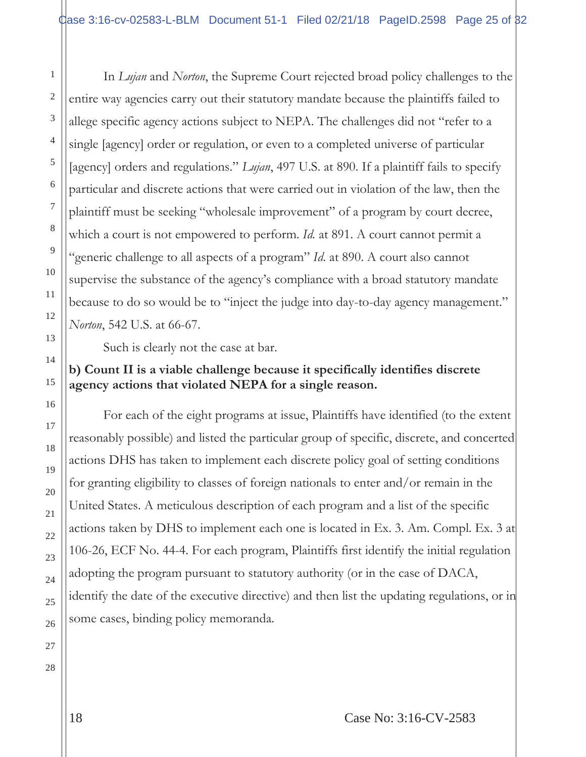In *Lujan* and *Norton*, the Supreme Court rejected broad policy challenges to the entire way agencies carry out their statutory mandate because the plaintiffs failed to allege specific agency actions subject to NEPA. The challenges did not "refer to a single [agency] order or regulation, or even to a completed universe of particular [agency] orders and regulations." *Lujan*, 497 U.S. at 890. If a plaintiff fails to specify particular and discrete actions that were carried out in violation of the law, then the plaintiff must be seeking "wholesale improvement" of a program by court decree, which a court is not empowered to perform. *Id.* at 891. A court cannot permit a "generic challenge to all aspects of a program" *Id.* at 890. A court also cannot supervise the substance of the agency's compliance with a broad statutory mandate because to do so would be to "inject the judge into day-to-day agency management." *Norton*, 542 U.S. at 66-67.

Such is clearly not the case at bar.

**b) Count II is a viable challenge because it specifically identifies discrete agency actions that violated NEPA for a single reason.**

For each of the eight programs at issue, Plaintiffs have identified (to the extent reasonably possible) and listed the particular group of specific, discrete, and concerted actions DHS has taken to implement each discrete policy goal of setting conditions for granting eligibility to classes of foreign nationals to enter and/or remain in the United States. A meticulous description of each program and a list of the specific actions taken by DHS to implement each one is located in Ex. 3. Am. Compl. Ex. 3 at 106-26, ECF No. 44-4. For each program, Plaintiffs first identify the initial regulation adopting the program pursuant to statutory authority (or in the case of DACA, identify the date of the executive directive) and then list the updating regulations, or in some cases, binding policy memoranda.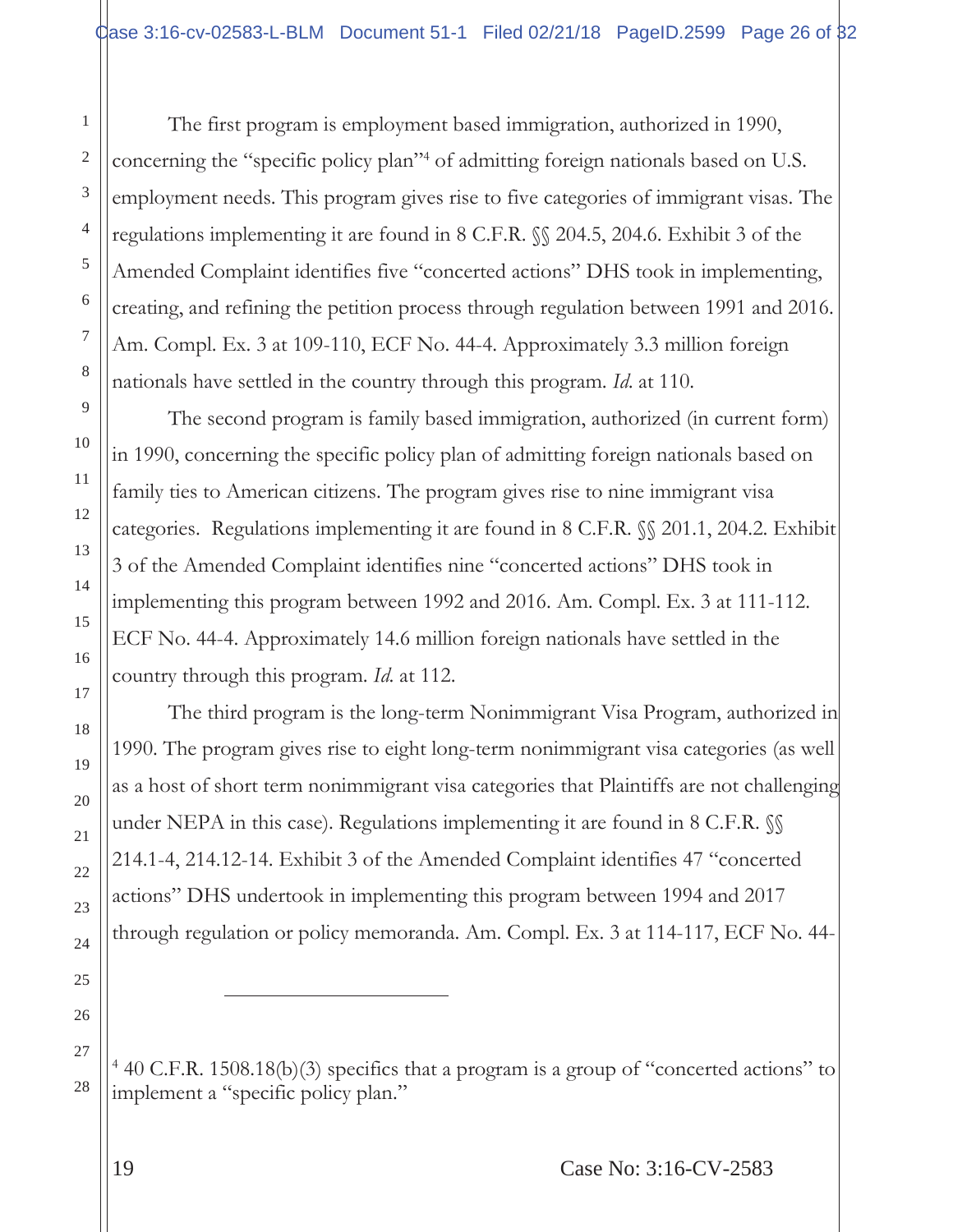The first program is employment based immigration, authorized in 1990, concerning the "specific policy plan"[4] of admitting foreign nationals based on U.S. employment needs. This program gives rise to five categories of immigrant visas. The regulations implementing it are found in 8 C.F.R. §§ 204.5, 204.6. Exhibit 3 of the Amended Complaint identifies five "concerted actions" DHS took in implementing, creating, and refining the petition process through regulation between 1991 and 2016. Am. Compl. Ex. 3 at 109-110, ECF No. 44-4. Approximately 3.3 million foreign nationals have settled in the country through this program. *Id.* at 110.

The second program is family based immigration, authorized (in current form) in 1990, concerning the specific policy plan of admitting foreign nationals based on family ties to American citizens. The program gives rise to nine immigrant visa categories. Regulations implementing it are found in 8 C.F.R. §§ 201.1, 204.2. Exhibit 3 of the Amended Complaint identifies nine "concerted actions" DHS took in implementing this program between 1992 and 2016. Am. Compl. Ex. 3 at 111-112. ECF No. 44-4. Approximately 14.6 million foreign nationals have settled in the country through this program. *Id.* at 112.

The third program is the long-term Nonimmigrant Visa Program, authorized in 1990. The program gives rise to eight long-term nonimmigrant visa categories (as well as a host of short term nonimmigrant visa categories that Plaintiffs are not challenging under NEPA in this case). Regulations implementing it are found in 8 C.F.R. §§ 214.1-4, 214.12-14. Exhibit 3 of the Amended Complaint identifies 47 "concerted actions" DHS undertook in implementing this program between 1994 and 2017 through regulation or policy memoranda. Am. Compl. Ex. 3 at 114-117, ECF No. 44-

---

[4] 40 C.F.R. 1508.18(b)(3) specifics that a program is a group of "concerted actions" to implement a "specific policy plan."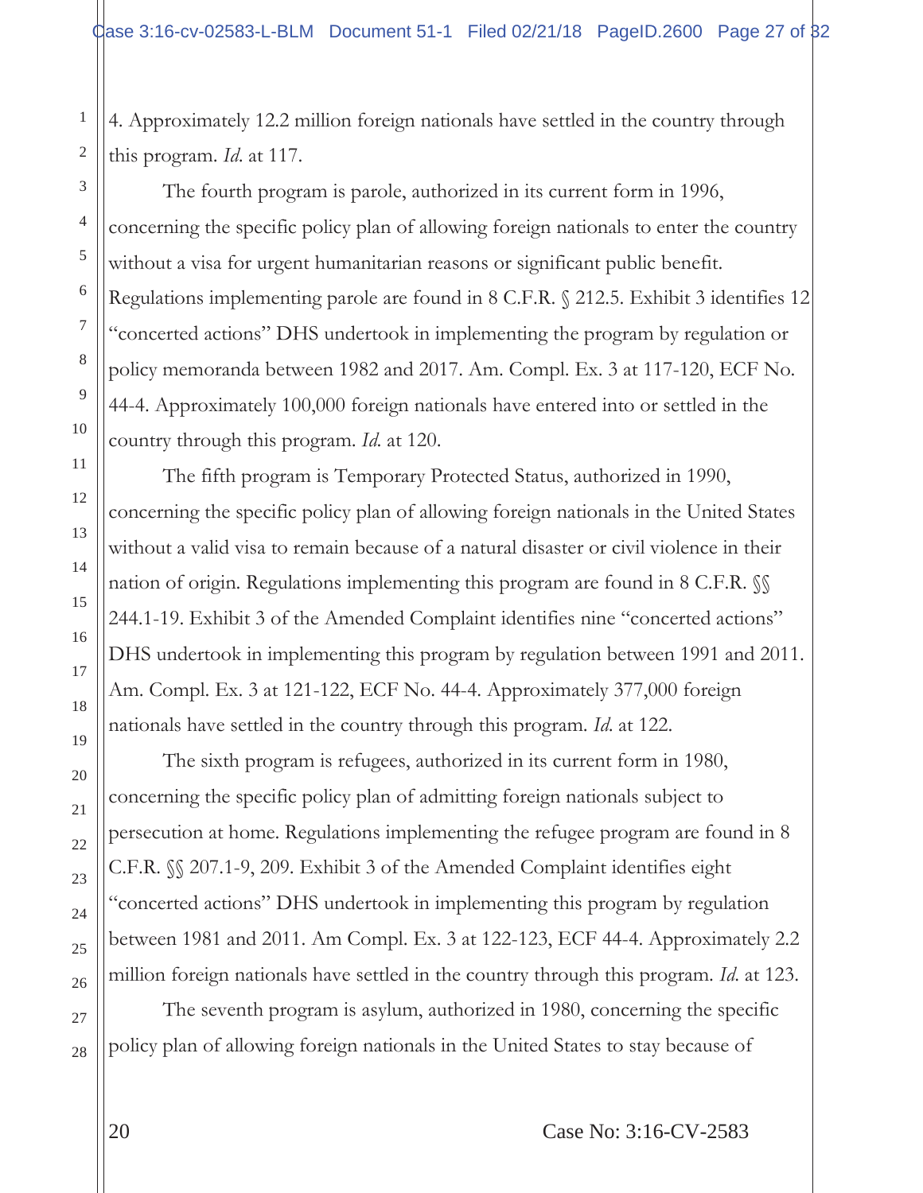4. Approximately 12.2 million foreign nationals have settled in the country through this program. *Id.* at 117.

The fourth program is parole, authorized in its current form in 1996, concerning the specific policy plan of allowing foreign nationals to enter the country without a visa for urgent humanitarian reasons or significant public benefit. Regulations implementing parole are found in 8 C.F.R. § 212.5. Exhibit 3 identifies 12 "concerted actions" DHS undertook in implementing the program by regulation or policy memoranda between 1982 and 2017. Am. Compl. Ex. 3 at 117-120, ECF No. 44-4. Approximately 100,000 foreign nationals have entered into or settled in the country through this program. *Id.* at 120.

The fifth program is Temporary Protected Status, authorized in 1990, concerning the specific policy plan of allowing foreign nationals in the United States without a valid visa to remain because of a natural disaster or civil violence in their nation of origin. Regulations implementing this program are found in 8 C.F.R. §§ 244.1-19. Exhibit 3 of the Amended Complaint identifies nine "concerted actions" DHS undertook in implementing this program by regulation between 1991 and 2011. Am. Compl. Ex. 3 at 121-122, ECF No. 44-4. Approximately 377,000 foreign nationals have settled in the country through this program. *Id.* at 122.

The sixth program is refugees, authorized in its current form in 1980, concerning the specific policy plan of admitting foreign nationals subject to persecution at home. Regulations implementing the refugee program are found in 8 C.F.R. §§ 207.1-9, 209. Exhibit 3 of the Amended Complaint identifies eight "concerted actions" DHS undertook in implementing this program by regulation between 1981 and 2011. Am Compl. Ex. 3 at 122-123, ECF 44-4. Approximately 2.2 million foreign nationals have settled in the country through this program. *Id.* at 123.

The seventh program is asylum, authorized in 1980, concerning the specific policy plan of allowing foreign nationals in the United States to stay because of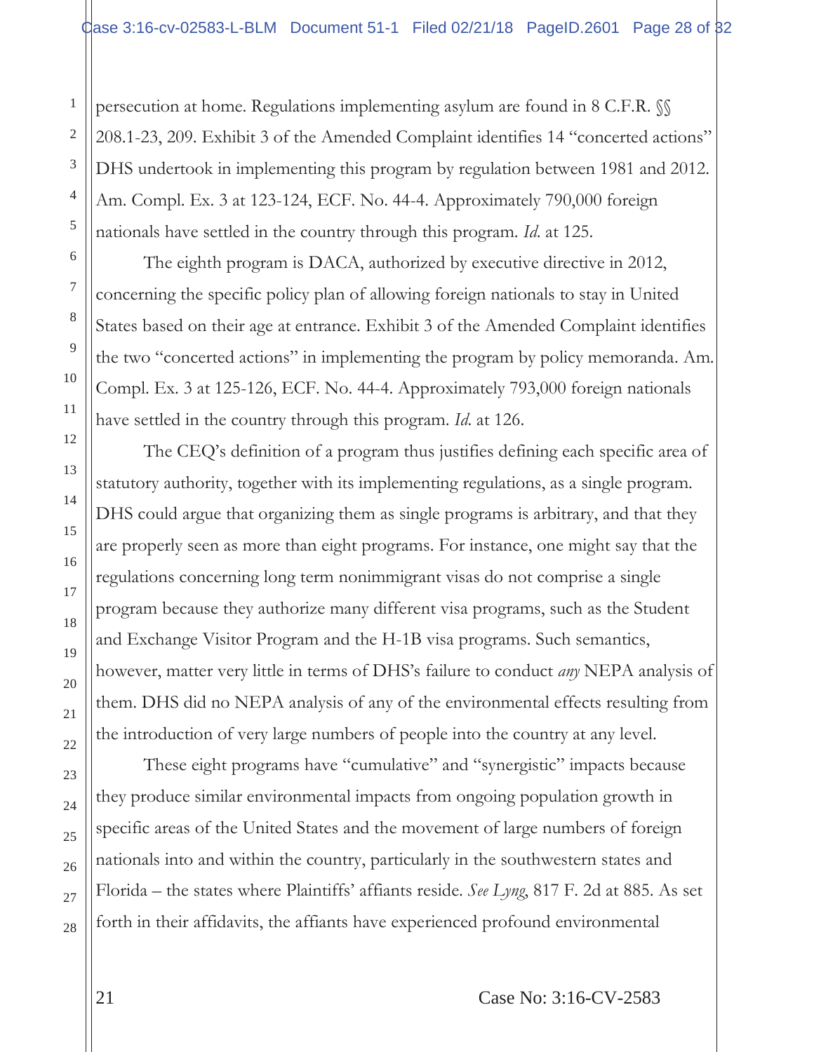persecution at home. Regulations implementing asylum are found in 8 C.F.R. §§ 208.1-23, 209. Exhibit 3 of the Amended Complaint identifies 14 "concerted actions" DHS undertook in implementing this program by regulation between 1981 and 2012. Am. Compl. Ex. 3 at 123-124, ECF. No. 44-4. Approximately 790,000 foreign nationals have settled in the country through this program. *Id.* at 125.

The eighth program is DACA, authorized by executive directive in 2012, concerning the specific policy plan of allowing foreign nationals to stay in United States based on their age at entrance. Exhibit 3 of the Amended Complaint identifies the two "concerted actions" in implementing the program by policy memoranda. Am. Compl. Ex. 3 at 125-126, ECF. No. 44-4. Approximately 793,000 foreign nationals have settled in the country through this program. *Id.* at 126.

The CEQ's definition of a program thus justifies defining each specific area of statutory authority, together with its implementing regulations, as a single program. DHS could argue that organizing them as single programs is arbitrary, and that they are properly seen as more than eight programs. For instance, one might say that the regulations concerning long term nonimmigrant visas do not comprise a single program because they authorize many different visa programs, such as the Student and Exchange Visitor Program and the H-1B visa programs. Such semantics, however, matter very little in terms of DHS's failure to conduct *any* NEPA analysis of them. DHS did no NEPA analysis of any of the environmental effects resulting from the introduction of very large numbers of people into the country at any level.

These eight programs have "cumulative" and "synergistic" impacts because they produce similar environmental impacts from ongoing population growth in specific areas of the United States and the movement of large numbers of foreign nationals into and within the country, particularly in the southwestern states and Florida – the states where Plaintiffs' affiants reside. *See Lyng*, 817 F. 2d at 885. As set forth in their affidavits, the affiants have experienced profound environmental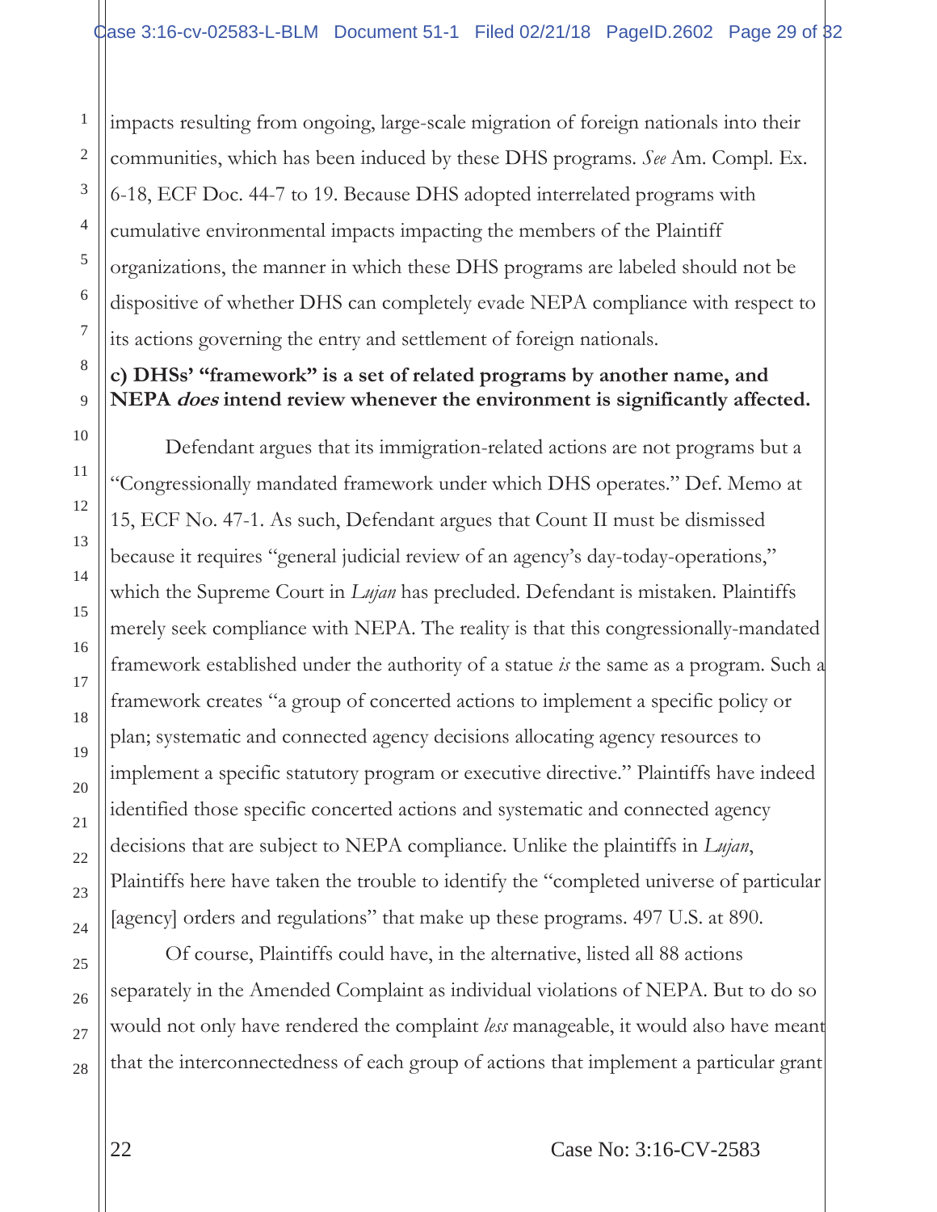impacts resulting from ongoing, large-scale migration of foreign nationals into their communities, which has been induced by these DHS programs. *See* Am. Compl. Ex. 6-18, ECF Doc. 44-7 to 19. Because DHS adopted interrelated programs with cumulative environmental impacts impacting the members of the Plaintiff organizations, the manner in which these DHS programs are labeled should not be dispositive of whether DHS can completely evade NEPA compliance with respect to its actions governing the entry and settlement of foreign nationals.

**c) DHSs' "framework" is a set of related programs by another name, and NEPA *does* intend review whenever the environment is significantly affected.**

Defendant argues that its immigration-related actions are not programs but a "Congressionally mandated framework under which DHS operates." Def. Memo at 15, ECF No. 47-1. As such, Defendant argues that Count II must be dismissed because it requires "general judicial review of an agency's day-today-operations," which the Supreme Court in *Lujan* has precluded. Defendant is mistaken. Plaintiffs merely seek compliance with NEPA. The reality is that this congressionally-mandated framework established under the authority of a statue *is* the same as a program. Such a framework creates "a group of concerted actions to implement a specific policy or plan; systematic and connected agency decisions allocating agency resources to implement a specific statutory program or executive directive." Plaintiffs have indeed identified those specific concerted actions and systematic and connected agency decisions that are subject to NEPA compliance. Unlike the plaintiffs in *Lujan*, Plaintiffs here have taken the trouble to identify the "completed universe of particular [agency] orders and regulations" that make up these programs. 497 U.S. at 890.

Of course, Plaintiffs could have, in the alternative, listed all 88 actions separately in the Amended Complaint as individual violations of NEPA. But to do so would not only have rendered the complaint *less* manageable, it would also have meant that the interconnectedness of each group of actions that implement a particular grant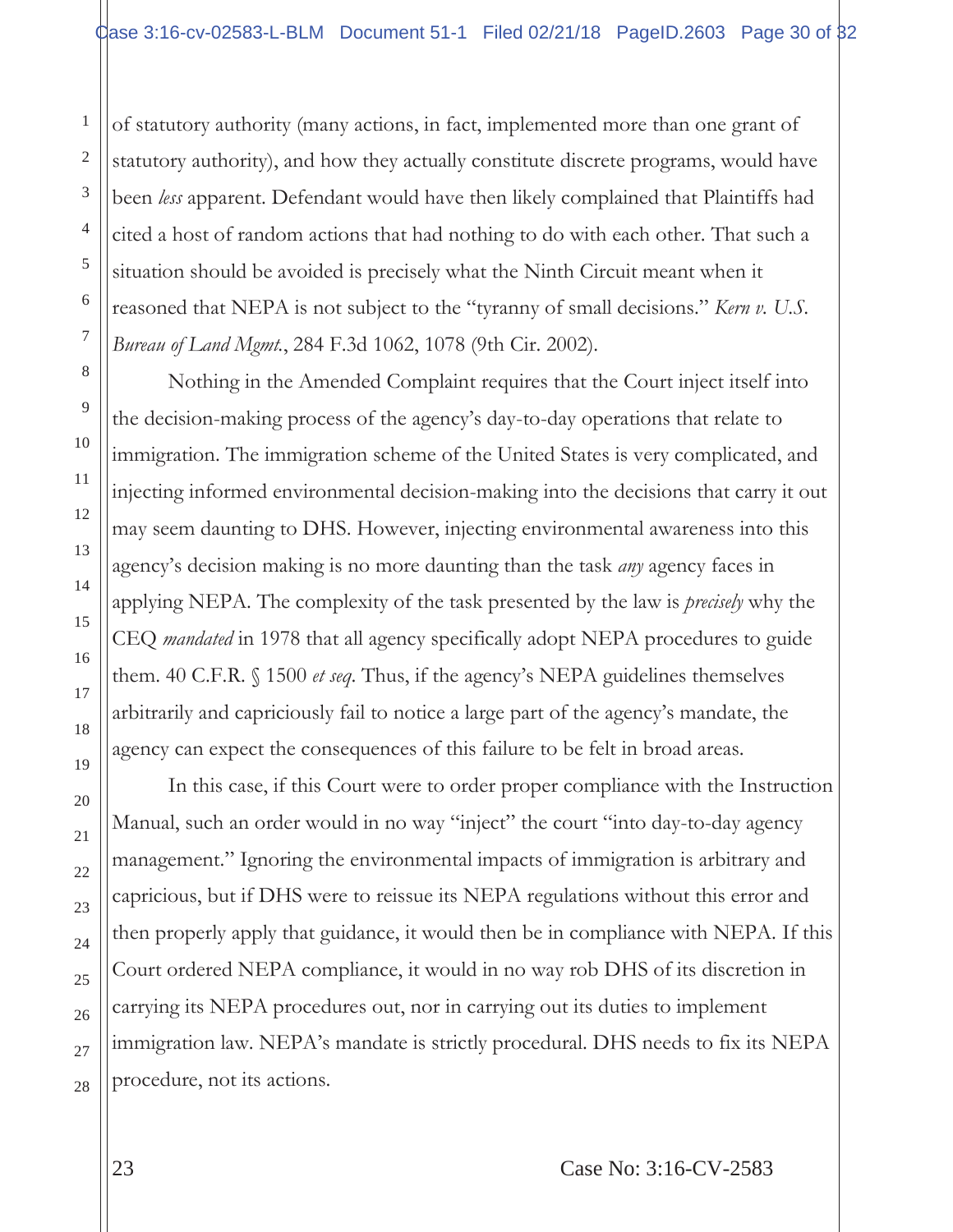of statutory authority (many actions, in fact, implemented more than one grant of statutory authority), and how they actually constitute discrete programs, would have been *less* apparent. Defendant would have then likely complained that Plaintiffs had cited a host of random actions that had nothing to do with each other. That such a situation should be avoided is precisely what the Ninth Circuit meant when it reasoned that NEPA is not subject to the "tyranny of small decisions." *Kern v. U.S. Bureau of Land Mgmt.*, 284 F.3d 1062, 1078 (9th Cir. 2002).

Nothing in the Amended Complaint requires that the Court inject itself into the decision-making process of the agency's day-to-day operations that relate to immigration. The immigration scheme of the United States is very complicated, and injecting informed environmental decision-making into the decisions that carry it out may seem daunting to DHS. However, injecting environmental awareness into this agency's decision making is no more daunting than the task *any* agency faces in applying NEPA. The complexity of the task presented by the law is *precisely* why the CEQ *mandated* in 1978 that all agency specifically adopt NEPA procedures to guide them. 40 C.F.R. § 1500 *et seq*. Thus, if the agency's NEPA guidelines themselves arbitrarily and capriciously fail to notice a large part of the agency's mandate, the agency can expect the consequences of this failure to be felt in broad areas.

In this case, if this Court were to order proper compliance with the Instruction Manual, such an order would in no way "inject" the court "into day-to-day agency management." Ignoring the environmental impacts of immigration is arbitrary and capricious, but if DHS were to reissue its NEPA regulations without this error and then properly apply that guidance, it would then be in compliance with NEPA. If this Court ordered NEPA compliance, it would in no way rob DHS of its discretion in carrying its NEPA procedures out, nor in carrying out its duties to implement immigration law. NEPA's mandate is strictly procedural. DHS needs to fix its NEPA procedure, not its actions.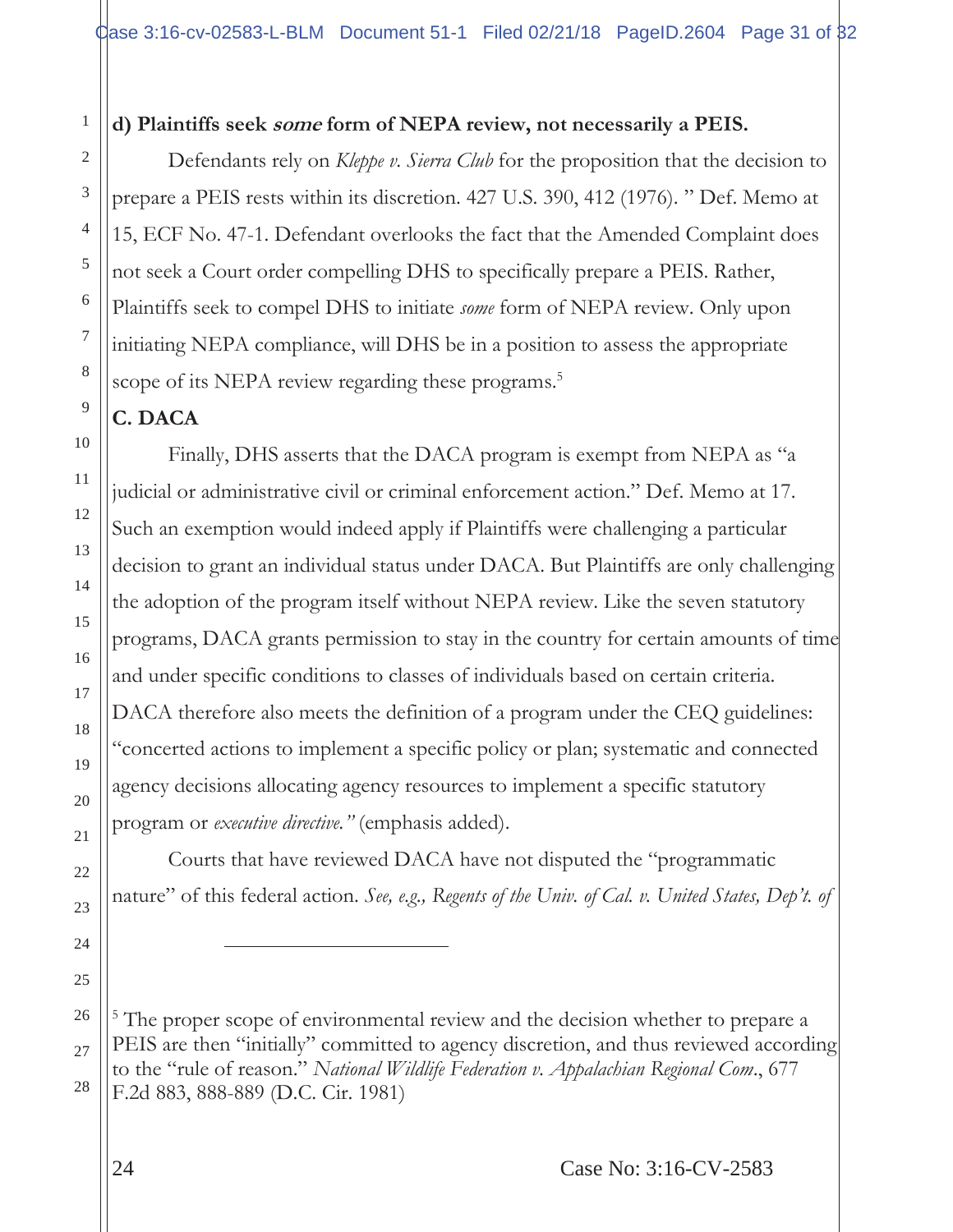**d) Plaintiffs seek *some* form of NEPA review, not necessarily a PEIS.**

Defendants rely on *Kleppe v. Sierra Club* for the proposition that the decision to prepare a PEIS rests within its discretion. 427 U.S. 390, 412 (1976). " Def. Memo at 15, ECF No. 47-1. Defendant overlooks the fact that the Amended Complaint does not seek a Court order compelling DHS to specifically prepare a PEIS. Rather, Plaintiffs seek to compel DHS to initiate *some* form of NEPA review. Only upon initiating NEPA compliance, will DHS be in a position to assess the appropriate scope of its NEPA review regarding these programs.[5]

**C. DACA**

Finally, DHS asserts that the DACA program is exempt from NEPA as "a judicial or administrative civil or criminal enforcement action." Def. Memo at 17. Such an exemption would indeed apply if Plaintiffs were challenging a particular decision to grant an individual status under DACA. But Plaintiffs are only challenging the adoption of the program itself without NEPA review. Like the seven statutory programs, DACA grants permission to stay in the country for certain amounts of time and under specific conditions to classes of individuals based on certain criteria. DACA therefore also meets the definition of a program under the CEQ guidelines: "concerted actions to implement a specific policy or plan; systematic and connected agency decisions allocating agency resources to implement a specific statutory program or *executive directive."* (emphasis added).

Courts that have reviewed DACA have not disputed the "programmatic nature" of this federal action. *See, e.g., Regents of the Univ. of Cal. v. United States, Dep't. of*

---

[5] The proper scope of environmental review and the decision whether to prepare a PEIS are then "initially" committed to agency discretion, and thus reviewed according to the "rule of reason." *National Wildlife Federation v. Appalachian Regional Com*., 677 F.2d 883, 888-889 (D.C. Cir. 1981)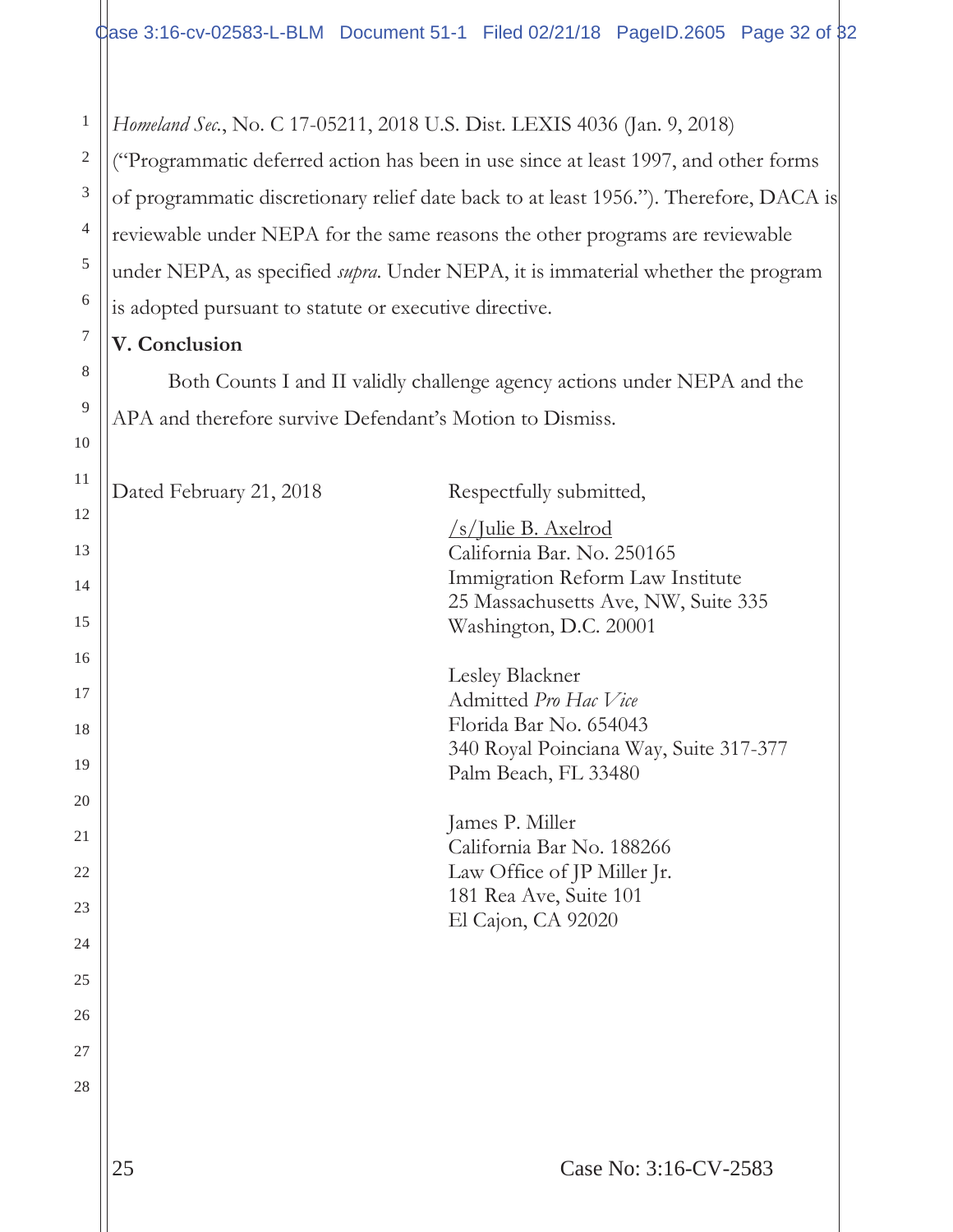*Homeland Sec.*, No. C 17-05211, 2018 U.S. Dist. LEXIS 4036 (Jan. 9, 2018) ("Programmatic deferred action has been in use since at least 1997, and other forms of programmatic discretionary relief date back to at least 1956."). Therefore, DACA is reviewable under NEPA for the same reasons the other programs are reviewable under NEPA, as specified *supra*. Under NEPA, it is immaterial whether the program is adopted pursuant to statute or executive directive.

**V. Conclusion**

Both Counts I and II validly challenge agency actions under NEPA and the APA and therefore survive Defendant's Motion to Dismiss.

Dated February 21, 2018

Respectfully submitted,

/s/Julie B. Axelrod
California Bar. No. 250165
Immigration Reform Law Institute
25 Massachusetts Ave, NW, Suite 335
Washington, D.C. 20001

Lesley Blackner
Admitted *Pro Hac Vice*
Florida Bar No. 654043
340 Royal Poinciana Way, Suite 317-377
Palm Beach, FL 33480

James P. Miller
California Bar No. 188266
Law Office of JP Miller Jr.
181 Rea Ave, Suite 101
El Cajon, CA 92020